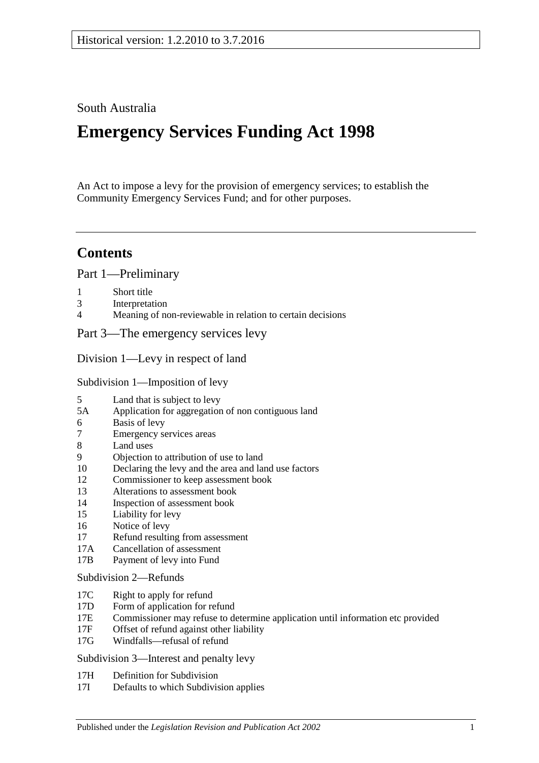Historical version: 1.2.2010 to 3.7.2016

South Australia

# Emergency Services Funding Act 1998

An Act to impose a levy for the provision of emergency services; to establish the Community Emergency Services Fund; and for other purposes.

## Contents

Part 1—Preliminary

1 Short title
3 Interpretation
4 Meaning of non-reviewable in relation to certain decisions

Part 3—The emergency services levy

Division 1—Levy in respect of land

Subdivision 1—Imposition of levy

5 Land that is subject to levy
5A Application for aggregation of non contiguous land
6 Basis of levy
7 Emergency services areas
8 Land uses
9 Objection to attribution of use to land
10 Declaring the levy and the area and land use factors
12 Commissioner to keep assessment book
13 Alterations to assessment book
14 Inspection of assessment book
15 Liability for levy
16 Notice of levy
17 Refund resulting from assessment
17A Cancellation of assessment
17B Payment of levy into Fund

Subdivision 2—Refunds

17C Right to apply for refund
17D Form of application for refund
17E Commissioner may refuse to determine application until information etc provided
17F Offset of refund against other liability
17G Windfalls—refusal of refund

Subdivision 3—Interest and penalty levy

17H Definition for Subdivision
17I Defaults to which Subdivision applies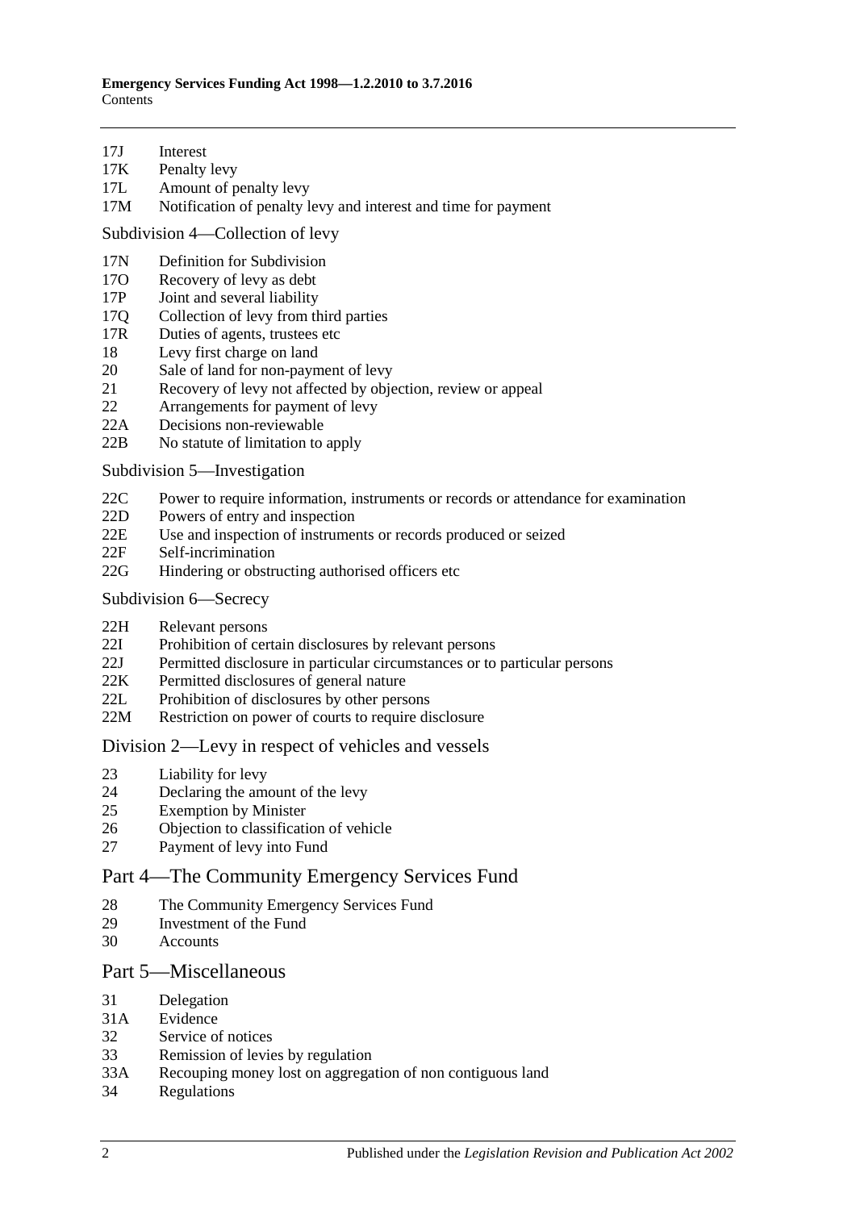17J Interest
17K Penalty levy
17L Amount of penalty levy
17M Notification of penalty levy and interest and time for payment

Subdivision 4—Collection of levy

17N Definition for Subdivision
17O Recovery of levy as debt
17P Joint and several liability
17Q Collection of levy from third parties
17R Duties of agents, trustees etc
18 Levy first charge on land
20 Sale of land for non-payment of levy
21 Recovery of levy not affected by objection, review or appeal
22 Arrangements for payment of levy
22A Decisions non-reviewable
22B No statute of limitation to apply

Subdivision 5—Investigation

22C Power to require information, instruments or records or attendance for examination
22D Powers of entry and inspection
22E Use and inspection of instruments or records produced or seized
22F Self-incrimination
22G Hindering or obstructing authorised officers etc

Subdivision 6—Secrecy

22H Relevant persons
22I Prohibition of certain disclosures by relevant persons
22J Permitted disclosure in particular circumstances or to particular persons
22K Permitted disclosures of general nature
22L Prohibition of disclosures by other persons
22M Restriction on power of courts to require disclosure

## Division 2—Levy in respect of vehicles and vessels

23 Liability for levy
24 Declaring the amount of the levy
25 Exemption by Minister
26 Objection to classification of vehicle
27 Payment of levy into Fund

## Part 4—The Community Emergency Services Fund

28 The Community Emergency Services Fund
29 Investment of the Fund
30 Accounts

## Part 5—Miscellaneous

31 Delegation
31A Evidence
32 Service of notices
33 Remission of levies by regulation
33A Recouping money lost on aggregation of non contiguous land
34 Regulations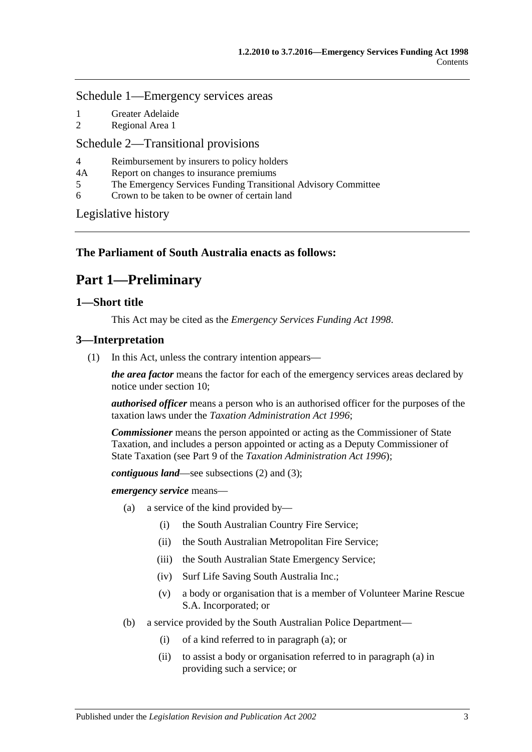Schedule 1—Emergency services areas

1 Greater Adelaide
2 Regional Area 1

Schedule 2—Transitional provisions

4 Reimbursement by insurers to policy holders
4A Report on changes to insurance premiums
5 The Emergency Services Funding Transitional Advisory Committee
6 Crown to be taken to be owner of certain land

Legislative history

**The Parliament of South Australia enacts as follows:**

# Part 1—Preliminary

## 1—Short title

This Act may be cited as the *Emergency Services Funding Act 1998*.

## 3—Interpretation

(1) In this Act, unless the contrary intention appears—

***the area factor*** means the factor for each of the emergency services areas declared by notice under section 10;

***authorised officer*** means a person who is an authorised officer for the purposes of the taxation laws under the *Taxation Administration Act 1996*;

***Commissioner*** means the person appointed or acting as the Commissioner of State Taxation, and includes a person appointed or acting as a Deputy Commissioner of State Taxation (see Part 9 of the *Taxation Administration Act 1996*);

***contiguous land***—see subsections (2) and (3);

***emergency service*** means—

- (a) a service of the kind provided by—
  - (i) the South Australian Country Fire Service;
  - (ii) the South Australian Metropolitan Fire Service;
  - (iii) the South Australian State Emergency Service;
  - (iv) Surf Life Saving South Australia Inc.;
  - (v) a body or organisation that is a member of Volunteer Marine Rescue S.A. Incorporated; or
- (b) a service provided by the South Australian Police Department—
  - (i) of a kind referred to in paragraph (a); or
  - (ii) to assist a body or organisation referred to in paragraph (a) in providing such a service; or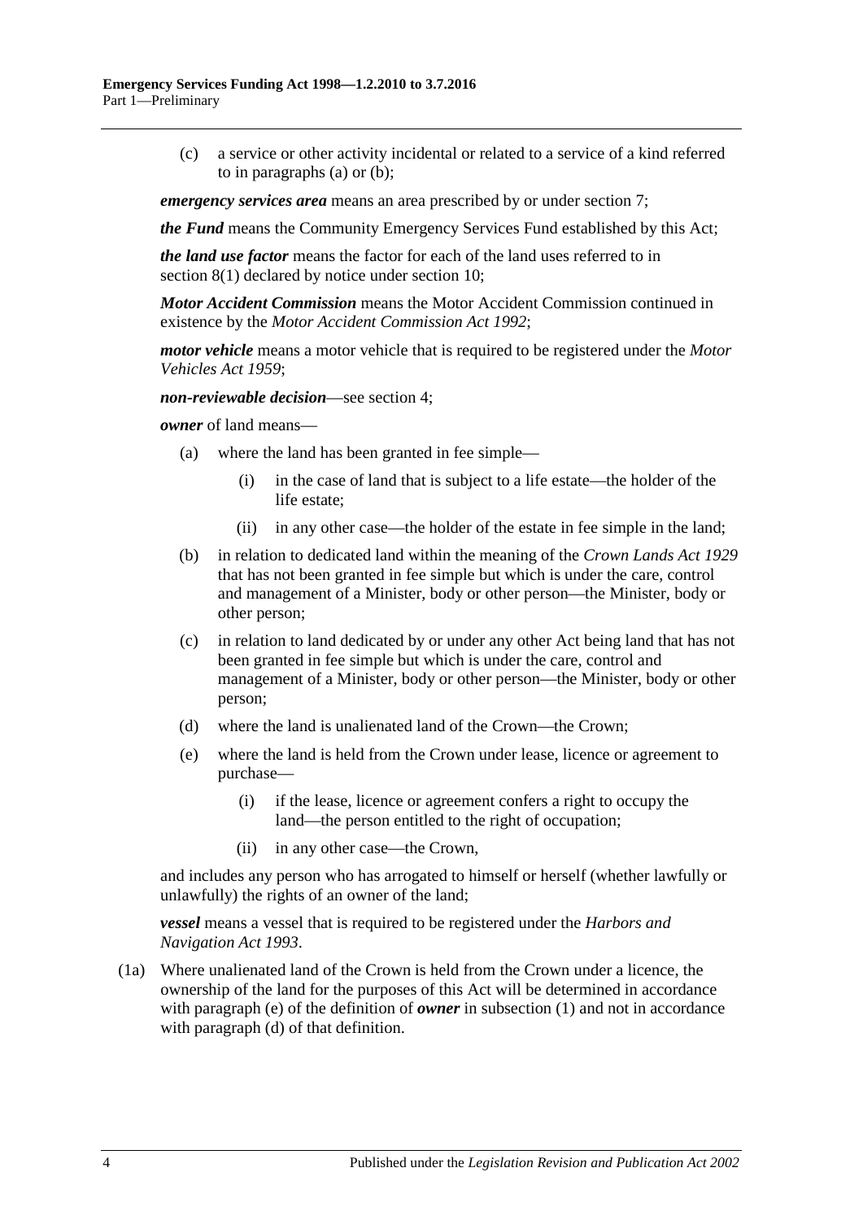(c) a service or other activity incidental or related to a service of a kind referred to in paragraphs (a) or (b);

***emergency services area*** means an area prescribed by or under section 7;

***the Fund*** means the Community Emergency Services Fund established by this Act;

***the land use factor*** means the factor for each of the land uses referred to in section 8(1) declared by notice under section 10;

***Motor Accident Commission*** means the Motor Accident Commission continued in existence by the *Motor Accident Commission Act 1992*;

***motor vehicle*** means a motor vehicle that is required to be registered under the *Motor Vehicles Act 1959*;

***non-reviewable decision***—see section 4;

***owner*** of land means—

(a) where the land has been granted in fee simple—

(i) in the case of land that is subject to a life estate—the holder of the life estate;

(ii) in any other case—the holder of the estate in fee simple in the land;

(b) in relation to dedicated land within the meaning of the *Crown Lands Act 1929* that has not been granted in fee simple but which is under the care, control and management of a Minister, body or other person—the Minister, body or other person;

(c) in relation to land dedicated by or under any other Act being land that has not been granted in fee simple but which is under the care, control and management of a Minister, body or other person—the Minister, body or other person;

(d) where the land is unalienated land of the Crown—the Crown;

(e) where the land is held from the Crown under lease, licence or agreement to purchase—

(i) if the lease, licence or agreement confers a right to occupy the land—the person entitled to the right of occupation;

(ii) in any other case—the Crown,

and includes any person who has arrogated to himself or herself (whether lawfully or unlawfully) the rights of an owner of the land;

***vessel*** means a vessel that is required to be registered under the *Harbors and Navigation Act 1993*.

(1a) Where unalienated land of the Crown is held from the Crown under a licence, the ownership of the land for the purposes of this Act will be determined in accordance with paragraph (e) of the definition of ***owner*** in subsection (1) and not in accordance with paragraph (d) of that definition.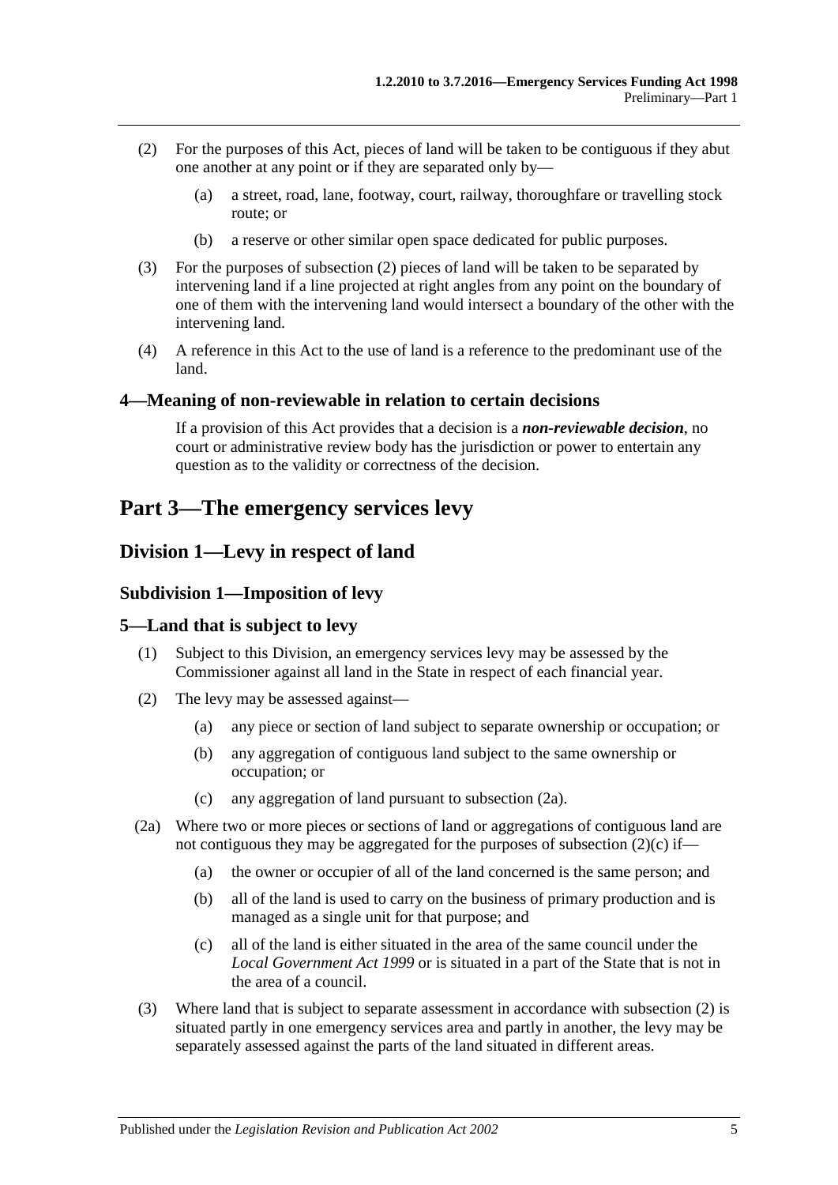(2) For the purposes of this Act, pieces of land will be taken to be contiguous if they abut one another at any point or if they are separated only by—

(a) a street, road, lane, footway, court, railway, thoroughfare or travelling stock route; or

(b) a reserve or other similar open space dedicated for public purposes.

(3) For the purposes of subsection (2) pieces of land will be taken to be separated by intervening land if a line projected at right angles from any point on the boundary of one of them with the intervening land would intersect a boundary of the other with the intervening land.

(4) A reference in this Act to the use of land is a reference to the predominant use of the land.

### 4—Meaning of non-reviewable in relation to certain decisions

If a provision of this Act provides that a decision is a ***non-reviewable decision***, no court or administrative review body has the jurisdiction or power to entertain any question as to the validity or correctness of the decision.

# Part 3—The emergency services levy

## Division 1—Levy in respect of land

### Subdivision 1—Imposition of levy

### 5—Land that is subject to levy

(1) Subject to this Division, an emergency services levy may be assessed by the Commissioner against all land in the State in respect of each financial year.

(2) The levy may be assessed against—

(a) any piece or section of land subject to separate ownership or occupation; or

(b) any aggregation of contiguous land subject to the same ownership or occupation; or

(c) any aggregation of land pursuant to subsection (2a).

(2a) Where two or more pieces or sections of land or aggregations of contiguous land are not contiguous they may be aggregated for the purposes of subsection (2)(c) if—

(a) the owner or occupier of all of the land concerned is the same person; and

(b) all of the land is used to carry on the business of primary production and is managed as a single unit for that purpose; and

(c) all of the land is either situated in the area of the same council under the *Local Government Act 1999* or is situated in a part of the State that is not in the area of a council.

(3) Where land that is subject to separate assessment in accordance with subsection (2) is situated partly in one emergency services area and partly in another, the levy may be separately assessed against the parts of the land situated in different areas.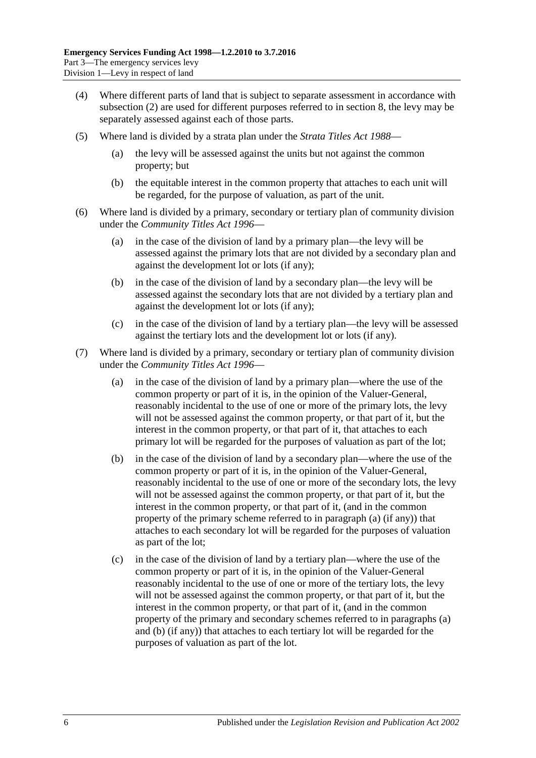(4) Where different parts of land that is subject to separate assessment in accordance with subsection (2) are used for different purposes referred to in section 8, the levy may be separately assessed against each of those parts.

(5) Where land is divided by a strata plan under the *Strata Titles Act 1988*—

(a) the levy will be assessed against the units but not against the common property; but

(b) the equitable interest in the common property that attaches to each unit will be regarded, for the purpose of valuation, as part of the unit.

(6) Where land is divided by a primary, secondary or tertiary plan of community division under the *Community Titles Act 1996*—

(a) in the case of the division of land by a primary plan—the levy will be assessed against the primary lots that are not divided by a secondary plan and against the development lot or lots (if any);

(b) in the case of the division of land by a secondary plan—the levy will be assessed against the secondary lots that are not divided by a tertiary plan and against the development lot or lots (if any);

(c) in the case of the division of land by a tertiary plan—the levy will be assessed against the tertiary lots and the development lot or lots (if any).

(7) Where land is divided by a primary, secondary or tertiary plan of community division under the *Community Titles Act 1996*—

(a) in the case of the division of land by a primary plan—where the use of the common property or part of it is, in the opinion of the Valuer-General, reasonably incidental to the use of one or more of the primary lots, the levy will not be assessed against the common property, or that part of it, but the interest in the common property, or that part of it, that attaches to each primary lot will be regarded for the purposes of valuation as part of the lot;

(b) in the case of the division of land by a secondary plan—where the use of the common property or part of it is, in the opinion of the Valuer-General, reasonably incidental to the use of one or more of the secondary lots, the levy will not be assessed against the common property, or that part of it, but the interest in the common property, or that part of it, (and in the common property of the primary scheme referred to in paragraph (a) (if any)) that attaches to each secondary lot will be regarded for the purposes of valuation as part of the lot;

(c) in the case of the division of land by a tertiary plan—where the use of the common property or part of it is, in the opinion of the Valuer-General reasonably incidental to the use of one or more of the tertiary lots, the levy will not be assessed against the common property, or that part of it, but the interest in the common property, or that part of it, (and in the common property of the primary and secondary schemes referred to in paragraphs (a) and (b) (if any)) that attaches to each tertiary lot will be regarded for the purposes of valuation as part of the lot.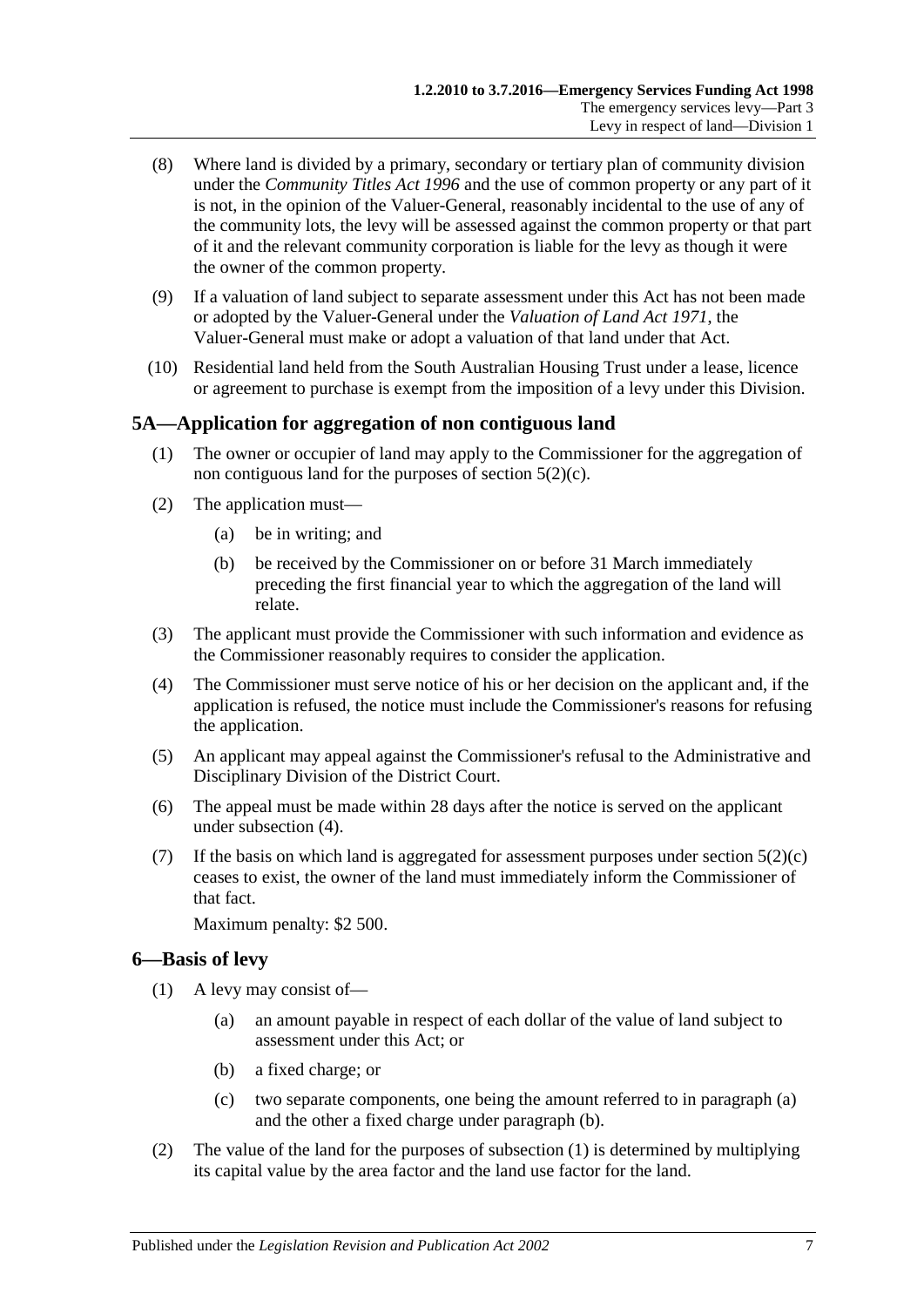(8) Where land is divided by a primary, secondary or tertiary plan of community division under the *Community Titles Act 1996* and the use of common property or any part of it is not, in the opinion of the Valuer-General, reasonably incidental to the use of any of the community lots, the levy will be assessed against the common property or that part of it and the relevant community corporation is liable for the levy as though it were the owner of the common property.

(9) If a valuation of land subject to separate assessment under this Act has not been made or adopted by the Valuer-General under the *Valuation of Land Act 1971*, the Valuer-General must make or adopt a valuation of that land under that Act.

(10) Residential land held from the South Australian Housing Trust under a lease, licence or agreement to purchase is exempt from the imposition of a levy under this Division.

## 5A—Application for aggregation of non contiguous land

(1) The owner or occupier of land may apply to the Commissioner for the aggregation of non contiguous land for the purposes of section 5(2)(c).

(2) The application must—

- (a) be in writing; and
- (b) be received by the Commissioner on or before 31 March immediately preceding the first financial year to which the aggregation of the land will relate.

(3) The applicant must provide the Commissioner with such information and evidence as the Commissioner reasonably requires to consider the application.

(4) The Commissioner must serve notice of his or her decision on the applicant and, if the application is refused, the notice must include the Commissioner's reasons for refusing the application.

(5) An applicant may appeal against the Commissioner's refusal to the Administrative and Disciplinary Division of the District Court.

(6) The appeal must be made within 28 days after the notice is served on the applicant under subsection (4).

(7) If the basis on which land is aggregated for assessment purposes under section 5(2)(c) ceases to exist, the owner of the land must immediately inform the Commissioner of that fact.

Maximum penalty: $2 500.

## 6—Basis of levy

(1) A levy may consist of—

- (a) an amount payable in respect of each dollar of the value of land subject to assessment under this Act; or
- (b) a fixed charge; or
- (c) two separate components, one being the amount referred to in paragraph (a) and the other a fixed charge under paragraph (b).

(2) The value of the land for the purposes of subsection (1) is determined by multiplying its capital value by the area factor and the land use factor for the land.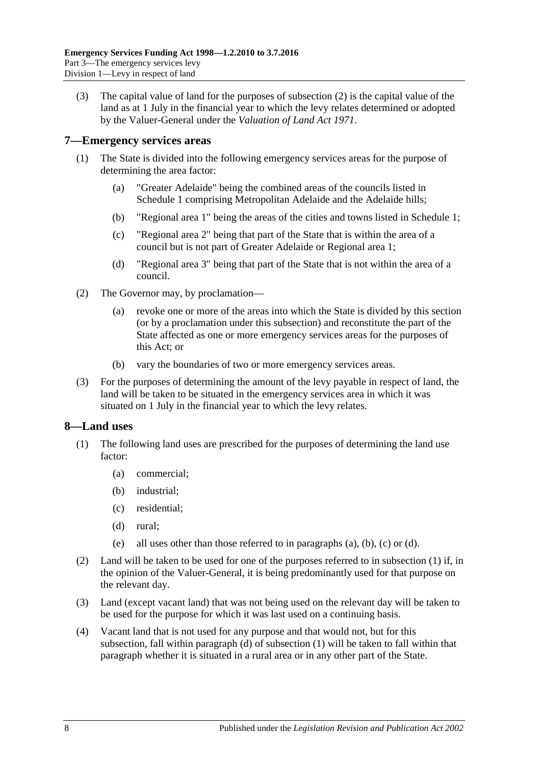(3) The capital value of land for the purposes of subsection (2) is the capital value of the land as at 1 July in the financial year to which the levy relates determined or adopted by the Valuer-General under the *Valuation of Land Act 1971*.

## 7—Emergency services areas

(1) The State is divided into the following emergency services areas for the purpose of determining the area factor:

(a) "Greater Adelaide" being the combined areas of the councils listed in Schedule 1 comprising Metropolitan Adelaide and the Adelaide hills;

(b) "Regional area 1" being the areas of the cities and towns listed in Schedule 1;

(c) "Regional area 2" being that part of the State that is within the area of a council but is not part of Greater Adelaide or Regional area 1;

(d) "Regional area 3" being that part of the State that is not within the area of a council.

(2) The Governor may, by proclamation—

(a) revoke one or more of the areas into which the State is divided by this section (or by a proclamation under this subsection) and reconstitute the part of the State affected as one or more emergency services areas for the purposes of this Act; or

(b) vary the boundaries of two or more emergency services areas.

(3) For the purposes of determining the amount of the levy payable in respect of land, the land will be taken to be situated in the emergency services area in which it was situated on 1 July in the financial year to which the levy relates.

## 8—Land uses

(1) The following land uses are prescribed for the purposes of determining the land use factor:

(a) commercial;

(b) industrial;

(c) residential;

(d) rural;

(e) all uses other than those referred to in paragraphs (a), (b), (c) or (d).

(2) Land will be taken to be used for one of the purposes referred to in subsection (1) if, in the opinion of the Valuer-General, it is being predominantly used for that purpose on the relevant day.

(3) Land (except vacant land) that was not being used on the relevant day will be taken to be used for the purpose for which it was last used on a continuing basis.

(4) Vacant land that is not used for any purpose and that would not, but for this subsection, fall within paragraph (d) of subsection (1) will be taken to fall within that paragraph whether it is situated in a rural area or in any other part of the State.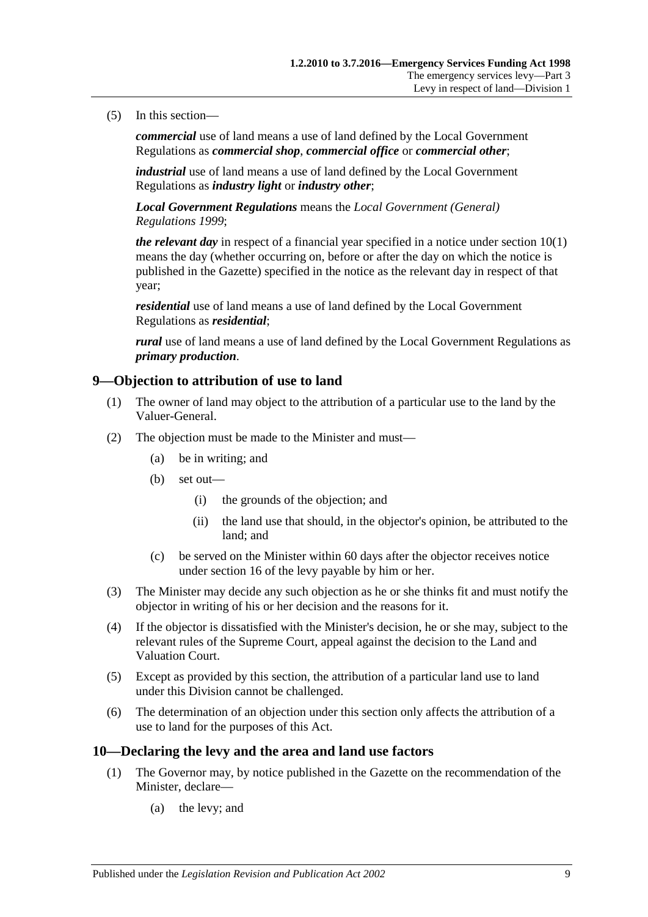(5) In this section—

***commercial*** use of land means a use of land defined by the Local Government Regulations as ***commercial shop***, ***commercial office*** or ***commercial other***;

***industrial*** use of land means a use of land defined by the Local Government Regulations as ***industry light*** or ***industry other***;

***Local Government Regulations*** means the *Local Government (General) Regulations 1999*;

***the relevant day*** in respect of a financial year specified in a notice under section 10(1) means the day (whether occurring on, before or after the day on which the notice is published in the Gazette) specified in the notice as the relevant day in respect of that year;

***residential*** use of land means a use of land defined by the Local Government Regulations as ***residential***;

***rural*** use of land means a use of land defined by the Local Government Regulations as ***primary production***.

## 9—Objection to attribution of use to land

(1) The owner of land may object to the attribution of a particular use to the land by the Valuer-General.

(2) The objection must be made to the Minister and must—

- (a) be in writing; and
- (b) set out—
  - (i) the grounds of the objection; and
  - (ii) the land use that should, in the objector's opinion, be attributed to the land; and
- (c) be served on the Minister within 60 days after the objector receives notice under section 16 of the levy payable by him or her.

(3) The Minister may decide any such objection as he or she thinks fit and must notify the objector in writing of his or her decision and the reasons for it.

(4) If the objector is dissatisfied with the Minister's decision, he or she may, subject to the relevant rules of the Supreme Court, appeal against the decision to the Land and Valuation Court.

(5) Except as provided by this section, the attribution of a particular land use to land under this Division cannot be challenged.

(6) The determination of an objection under this section only affects the attribution of a use to land for the purposes of this Act.

## 10—Declaring the levy and the area and land use factors

(1) The Governor may, by notice published in the Gazette on the recommendation of the Minister, declare—

- (a) the levy; and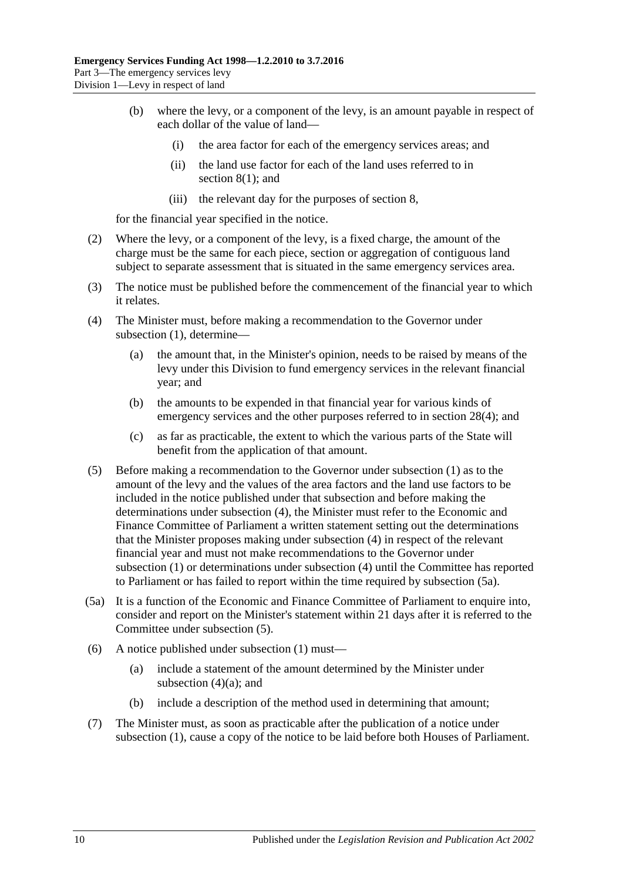(b) where the levy, or a component of the levy, is an amount payable in respect of each dollar of the value of land—

  (i) the area factor for each of the emergency services areas; and

  (ii) the land use factor for each of the land uses referred to in section 8(1); and

  (iii) the relevant day for the purposes of section 8,

for the financial year specified in the notice.

(2) Where the levy, or a component of the levy, is a fixed charge, the amount of the charge must be the same for each piece, section or aggregation of contiguous land subject to separate assessment that is situated in the same emergency services area.

(3) The notice must be published before the commencement of the financial year to which it relates.

(4) The Minister must, before making a recommendation to the Governor under subsection (1), determine—

  (a) the amount that, in the Minister's opinion, needs to be raised by means of the levy under this Division to fund emergency services in the relevant financial year; and

  (b) the amounts to be expended in that financial year for various kinds of emergency services and the other purposes referred to in section 28(4); and

  (c) as far as practicable, the extent to which the various parts of the State will benefit from the application of that amount.

(5) Before making a recommendation to the Governor under subsection (1) as to the amount of the levy and the values of the area factors and the land use factors to be included in the notice published under that subsection and before making the determinations under subsection (4), the Minister must refer to the Economic and Finance Committee of Parliament a written statement setting out the determinations that the Minister proposes making under subsection (4) in respect of the relevant financial year and must not make recommendations to the Governor under subsection (1) or determinations under subsection (4) until the Committee has reported to Parliament or has failed to report within the time required by subsection (5a).

(5a) It is a function of the Economic and Finance Committee of Parliament to enquire into, consider and report on the Minister's statement within 21 days after it is referred to the Committee under subsection (5).

(6) A notice published under subsection (1) must—

  (a) include a statement of the amount determined by the Minister under subsection (4)(a); and

  (b) include a description of the method used in determining that amount;

(7) The Minister must, as soon as practicable after the publication of a notice under subsection (1), cause a copy of the notice to be laid before both Houses of Parliament.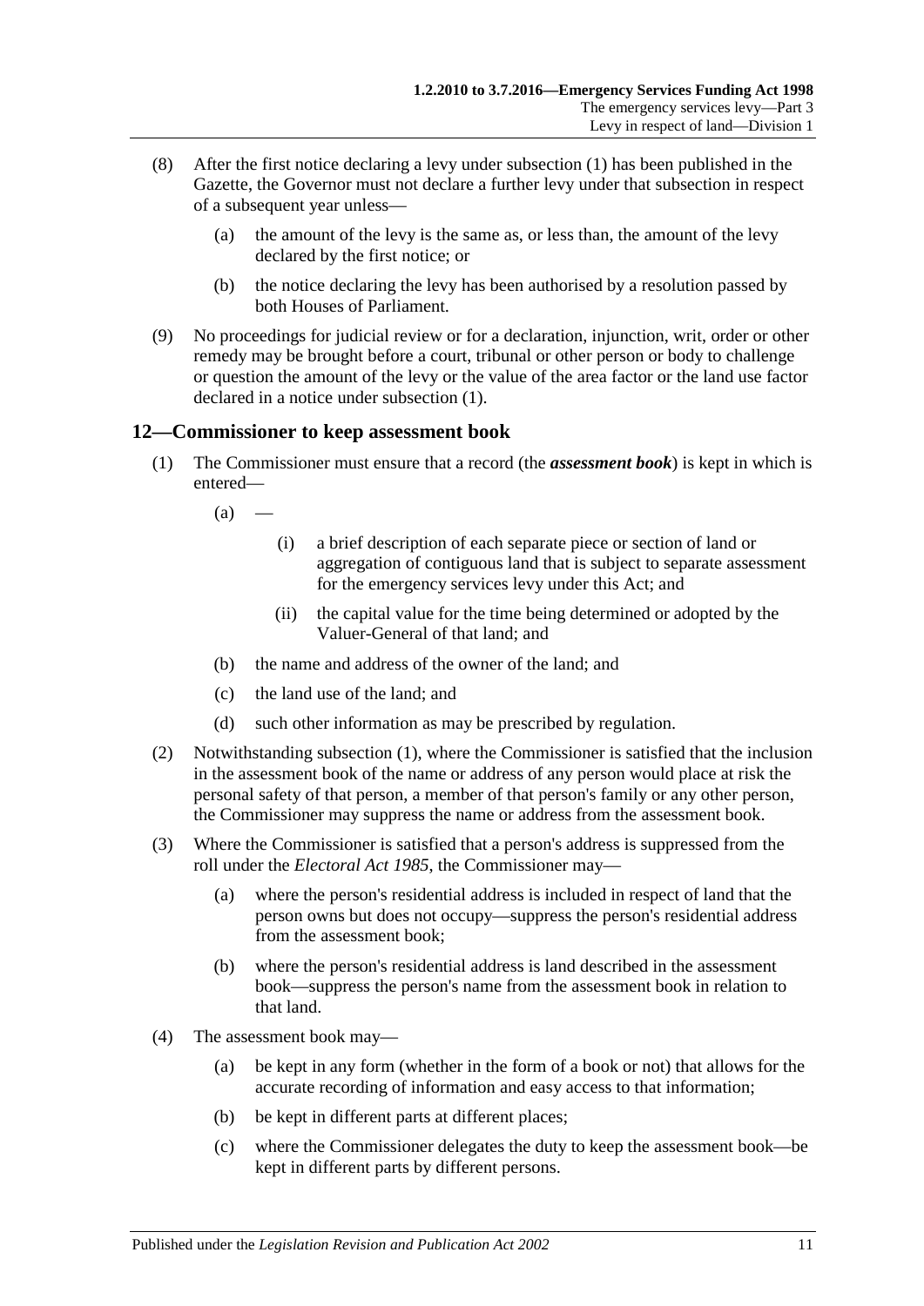(8) After the first notice declaring a levy under subsection (1) has been published in the Gazette, the Governor must not declare a further levy under that subsection in respect of a subsequent year unless—

  (a) the amount of the levy is the same as, or less than, the amount of the levy declared by the first notice; or

  (b) the notice declaring the levy has been authorised by a resolution passed by both Houses of Parliament.

(9) No proceedings for judicial review or for a declaration, injunction, writ, order or other remedy may be brought before a court, tribunal or other person or body to challenge or question the amount of the levy or the value of the area factor or the land use factor declared in a notice under subsection (1).

## 12—Commissioner to keep assessment book

(1) The Commissioner must ensure that a record (the ***assessment book***) is kept in which is entered—

  (a) —

    (i) a brief description of each separate piece or section of land or aggregation of contiguous land that is subject to separate assessment for the emergency services levy under this Act; and

    (ii) the capital value for the time being determined or adopted by the Valuer-General of that land; and

  (b) the name and address of the owner of the land; and

  (c) the land use of the land; and

  (d) such other information as may be prescribed by regulation.

(2) Notwithstanding subsection (1), where the Commissioner is satisfied that the inclusion in the assessment book of the name or address of any person would place at risk the personal safety of that person, a member of that person's family or any other person, the Commissioner may suppress the name or address from the assessment book.

(3) Where the Commissioner is satisfied that a person's address is suppressed from the roll under the *Electoral Act 1985*, the Commissioner may—

  (a) where the person's residential address is included in respect of land that the person owns but does not occupy—suppress the person's residential address from the assessment book;

  (b) where the person's residential address is land described in the assessment book—suppress the person's name from the assessment book in relation to that land.

(4) The assessment book may—

  (a) be kept in any form (whether in the form of a book or not) that allows for the accurate recording of information and easy access to that information;

  (b) be kept in different parts at different places;

  (c) where the Commissioner delegates the duty to keep the assessment book—be kept in different parts by different persons.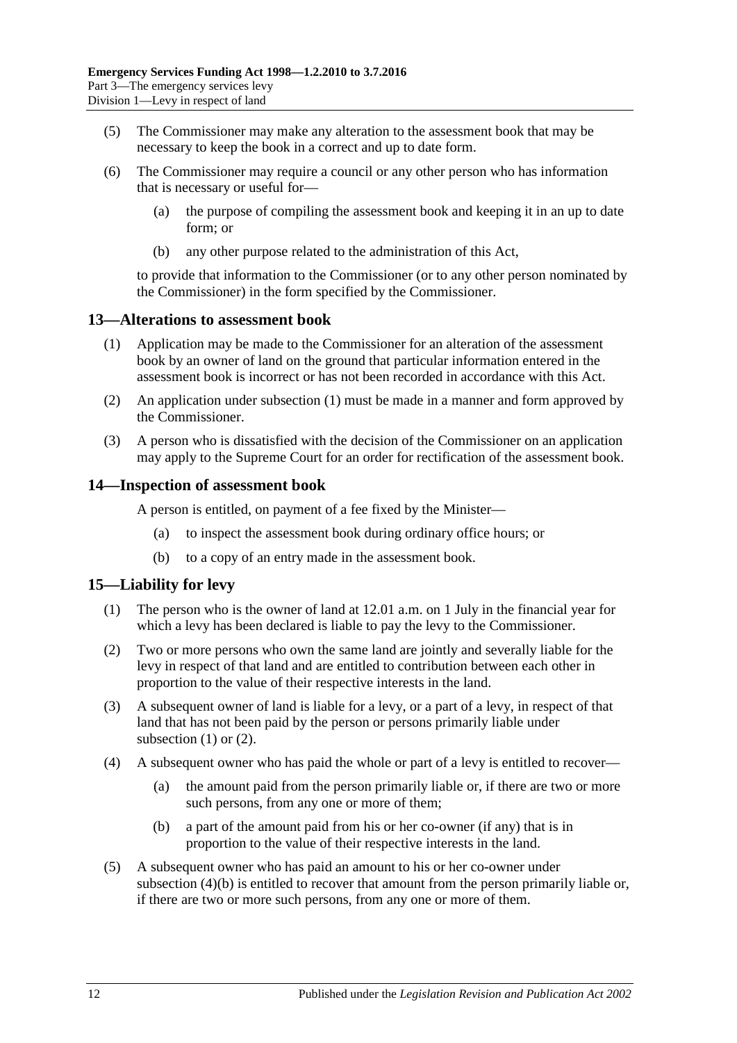(5) The Commissioner may make any alteration to the assessment book that may be necessary to keep the book in a correct and up to date form.

(6) The Commissioner may require a council or any other person who has information that is necessary or useful for—

(a) the purpose of compiling the assessment book and keeping it in an up to date form; or

(b) any other purpose related to the administration of this Act,

to provide that information to the Commissioner (or to any other person nominated by the Commissioner) in the form specified by the Commissioner.

## 13—Alterations to assessment book

(1) Application may be made to the Commissioner for an alteration of the assessment book by an owner of land on the ground that particular information entered in the assessment book is incorrect or has not been recorded in accordance with this Act.

(2) An application under subsection (1) must be made in a manner and form approved by the Commissioner.

(3) A person who is dissatisfied with the decision of the Commissioner on an application may apply to the Supreme Court for an order for rectification of the assessment book.

## 14—Inspection of assessment book

A person is entitled, on payment of a fee fixed by the Minister—

(a) to inspect the assessment book during ordinary office hours; or

(b) to a copy of an entry made in the assessment book.

## 15—Liability for levy

(1) The person who is the owner of land at 12.01 a.m. on 1 July in the financial year for which a levy has been declared is liable to pay the levy to the Commissioner.

(2) Two or more persons who own the same land are jointly and severally liable for the levy in respect of that land and are entitled to contribution between each other in proportion to the value of their respective interests in the land.

(3) A subsequent owner of land is liable for a levy, or a part of a levy, in respect of that land that has not been paid by the person or persons primarily liable under subsection (1) or (2).

(4) A subsequent owner who has paid the whole or part of a levy is entitled to recover—

(a) the amount paid from the person primarily liable or, if there are two or more such persons, from any one or more of them;

(b) a part of the amount paid from his or her co-owner (if any) that is in proportion to the value of their respective interests in the land.

(5) A subsequent owner who has paid an amount to his or her co-owner under subsection (4)(b) is entitled to recover that amount from the person primarily liable or, if there are two or more such persons, from any one or more of them.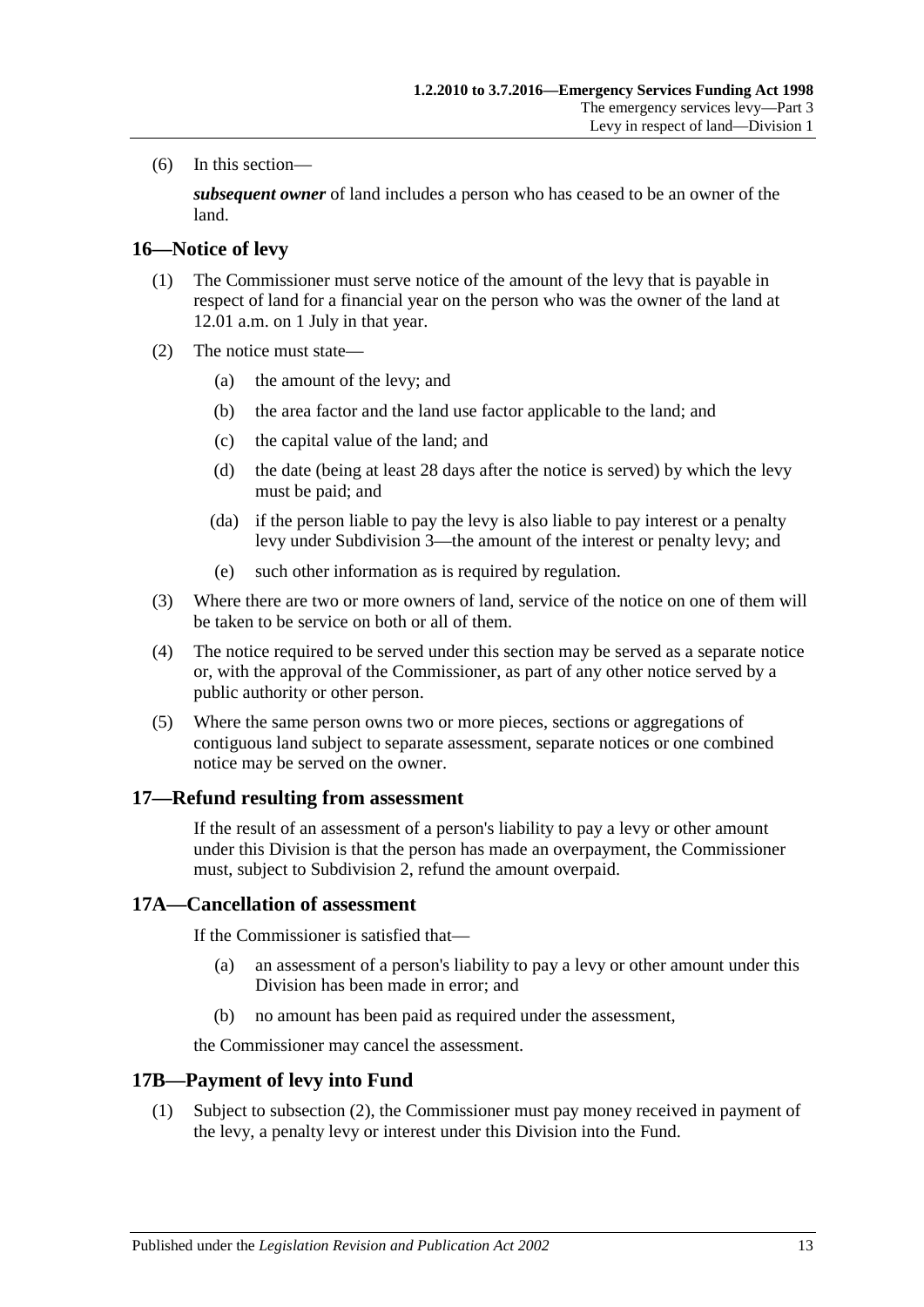(6) In this section—

***subsequent owner*** of land includes a person who has ceased to be an owner of the land.

## 16—Notice of levy

(1) The Commissioner must serve notice of the amount of the levy that is payable in respect of land for a financial year on the person who was the owner of the land at 12.01 a.m. on 1 July in that year.

(2) The notice must state—

  (a) the amount of the levy; and

  (b) the area factor and the land use factor applicable to the land; and

  (c) the capital value of the land; and

  (d) the date (being at least 28 days after the notice is served) by which the levy must be paid; and

  (da) if the person liable to pay the levy is also liable to pay interest or a penalty levy under Subdivision 3—the amount of the interest or penalty levy; and

  (e) such other information as is required by regulation.

(3) Where there are two or more owners of land, service of the notice on one of them will be taken to be service on both or all of them.

(4) The notice required to be served under this section may be served as a separate notice or, with the approval of the Commissioner, as part of any other notice served by a public authority or other person.

(5) Where the same person owns two or more pieces, sections or aggregations of contiguous land subject to separate assessment, separate notices or one combined notice may be served on the owner.

## 17—Refund resulting from assessment

If the result of an assessment of a person's liability to pay a levy or other amount under this Division is that the person has made an overpayment, the Commissioner must, subject to Subdivision 2, refund the amount overpaid.

## 17A—Cancellation of assessment

If the Commissioner is satisfied that—

  (a) an assessment of a person's liability to pay a levy or other amount under this Division has been made in error; and

  (b) no amount has been paid as required under the assessment,

the Commissioner may cancel the assessment.

## 17B—Payment of levy into Fund

(1) Subject to subsection (2), the Commissioner must pay money received in payment of the levy, a penalty levy or interest under this Division into the Fund.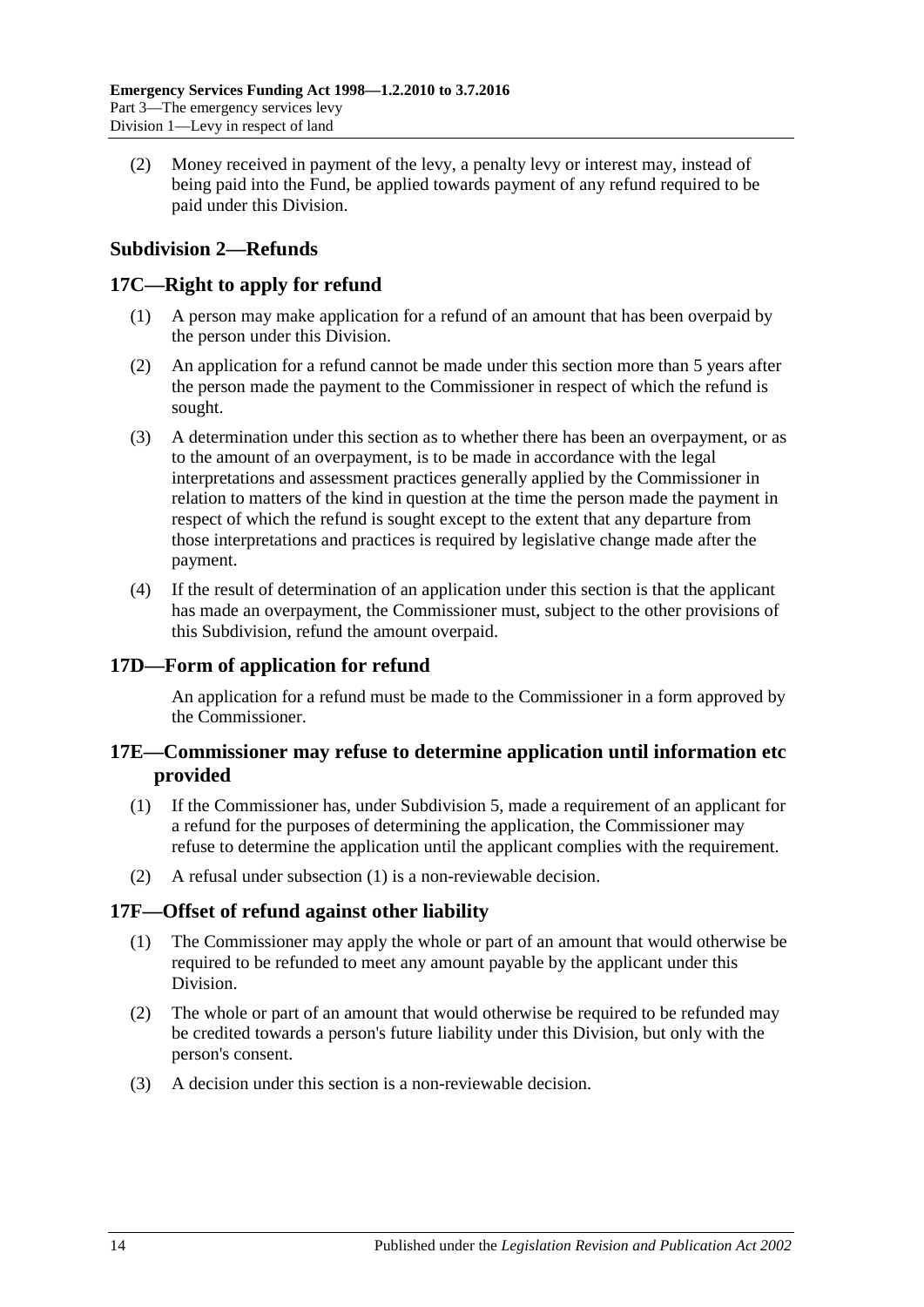(2) Money received in payment of the levy, a penalty levy or interest may, instead of being paid into the Fund, be applied towards payment of any refund required to be paid under this Division.

### Subdivision 2—Refunds

#### 17C—Right to apply for refund

(1) A person may make application for a refund of an amount that has been overpaid by the person under this Division.

(2) An application for a refund cannot be made under this section more than 5 years after the person made the payment to the Commissioner in respect of which the refund is sought.

(3) A determination under this section as to whether there has been an overpayment, or as to the amount of an overpayment, is to be made in accordance with the legal interpretations and assessment practices generally applied by the Commissioner in relation to matters of the kind in question at the time the person made the payment in respect of which the refund is sought except to the extent that any departure from those interpretations and practices is required by legislative change made after the payment.

(4) If the result of determination of an application under this section is that the applicant has made an overpayment, the Commissioner must, subject to the other provisions of this Subdivision, refund the amount overpaid.

#### 17D—Form of application for refund

An application for a refund must be made to the Commissioner in a form approved by the Commissioner.

#### 17E—Commissioner may refuse to determine application until information etc provided

(1) If the Commissioner has, under Subdivision 5, made a requirement of an applicant for a refund for the purposes of determining the application, the Commissioner may refuse to determine the application until the applicant complies with the requirement.

(2) A refusal under subsection (1) is a non-reviewable decision.

#### 17F—Offset of refund against other liability

(1) The Commissioner may apply the whole or part of an amount that would otherwise be required to be refunded to meet any amount payable by the applicant under this Division.

(2) The whole or part of an amount that would otherwise be required to be refunded may be credited towards a person's future liability under this Division, but only with the person's consent.

(3) A decision under this section is a non-reviewable decision.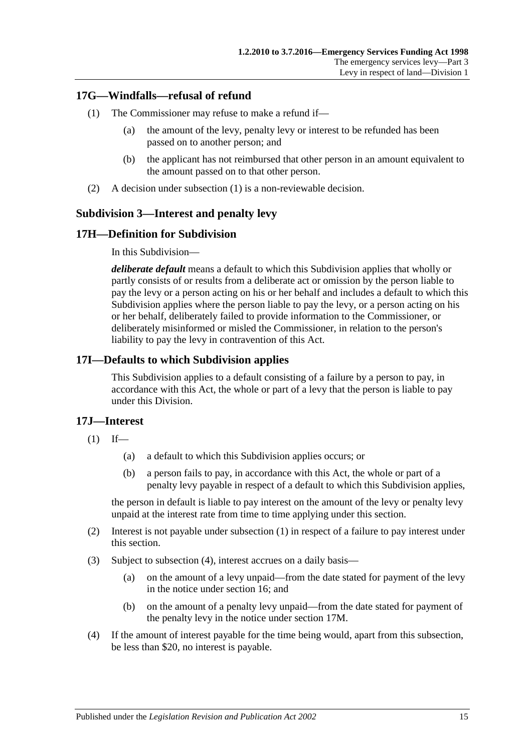## 17G—Windfalls—refusal of refund

(1) The Commissioner may refuse to make a refund if—

(a) the amount of the levy, penalty levy or interest to be refunded has been passed on to another person; and

(b) the applicant has not reimbursed that other person in an amount equivalent to the amount passed on to that other person.

(2) A decision under subsection (1) is a non-reviewable decision.

### Subdivision 3—Interest and penalty levy

## 17H—Definition for Subdivision

In this Subdivision—

***deliberate default*** means a default to which this Subdivision applies that wholly or partly consists of or results from a deliberate act or omission by the person liable to pay the levy or a person acting on his or her behalf and includes a default to which this Subdivision applies where the person liable to pay the levy, or a person acting on his or her behalf, deliberately failed to provide information to the Commissioner, or deliberately misinformed or misled the Commissioner, in relation to the person's liability to pay the levy in contravention of this Act.

## 17I—Defaults to which Subdivision applies

This Subdivision applies to a default consisting of a failure by a person to pay, in accordance with this Act, the whole or part of a levy that the person is liable to pay under this Division.

## 17J—Interest

(1) If—

(a) a default to which this Subdivision applies occurs; or

(b) a person fails to pay, in accordance with this Act, the whole or part of a penalty levy payable in respect of a default to which this Subdivision applies,

the person in default is liable to pay interest on the amount of the levy or penalty levy unpaid at the interest rate from time to time applying under this section.

(2) Interest is not payable under subsection (1) in respect of a failure to pay interest under this section.

(3) Subject to subsection (4), interest accrues on a daily basis—

(a) on the amount of a levy unpaid—from the date stated for payment of the levy in the notice under section 16; and

(b) on the amount of a penalty levy unpaid—from the date stated for payment of the penalty levy in the notice under section 17M.

(4) If the amount of interest payable for the time being would, apart from this subsection, be less than $20, no interest is payable.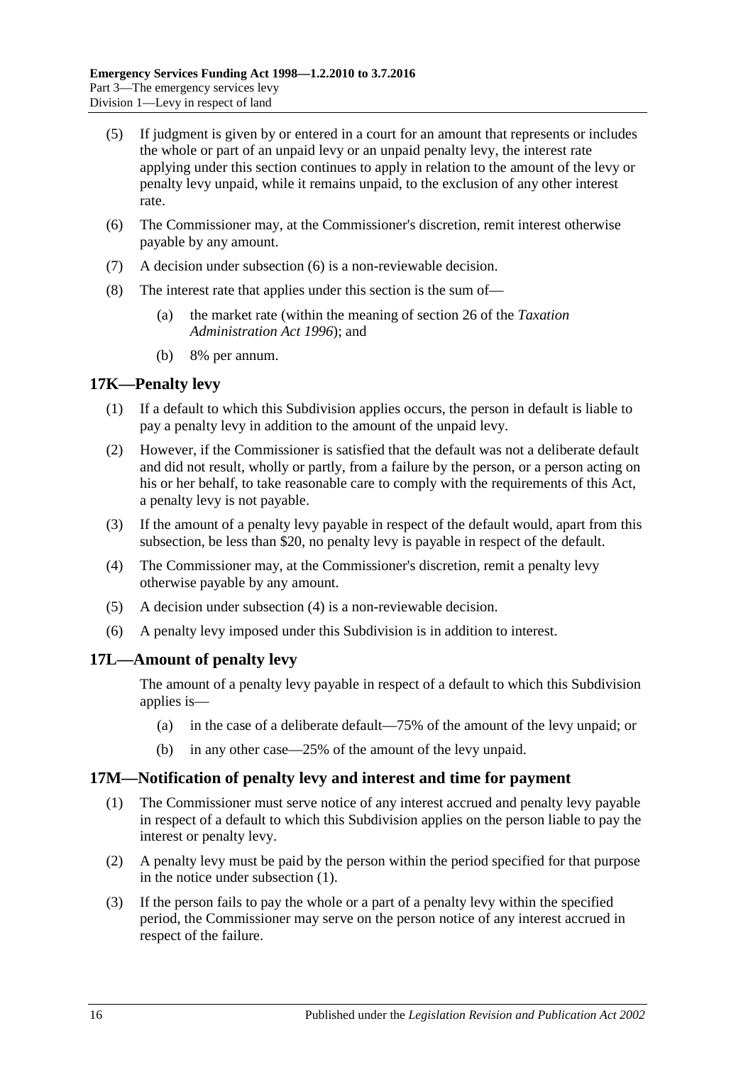(5) If judgment is given by or entered in a court for an amount that represents or includes the whole or part of an unpaid levy or an unpaid penalty levy, the interest rate applying under this section continues to apply in relation to the amount of the levy or penalty levy unpaid, while it remains unpaid, to the exclusion of any other interest rate.

(6) The Commissioner may, at the Commissioner's discretion, remit interest otherwise payable by any amount.

(7) A decision under subsection (6) is a non-reviewable decision.

(8) The interest rate that applies under this section is the sum of—

(a) the market rate (within the meaning of section 26 of the *Taxation Administration Act 1996*); and

(b) 8% per annum.

## 17K—Penalty levy

(1) If a default to which this Subdivision applies occurs, the person in default is liable to pay a penalty levy in addition to the amount of the unpaid levy.

(2) However, if the Commissioner is satisfied that the default was not a deliberate default and did not result, wholly or partly, from a failure by the person, or a person acting on his or her behalf, to take reasonable care to comply with the requirements of this Act, a penalty levy is not payable.

(3) If the amount of a penalty levy payable in respect of the default would, apart from this subsection, be less than $20, no penalty levy is payable in respect of the default.

(4) The Commissioner may, at the Commissioner's discretion, remit a penalty levy otherwise payable by any amount.

(5) A decision under subsection (4) is a non-reviewable decision.

(6) A penalty levy imposed under this Subdivision is in addition to interest.

## 17L—Amount of penalty levy

The amount of a penalty levy payable in respect of a default to which this Subdivision applies is—

(a) in the case of a deliberate default—75% of the amount of the levy unpaid; or

(b) in any other case—25% of the amount of the levy unpaid.

## 17M—Notification of penalty levy and interest and time for payment

(1) The Commissioner must serve notice of any interest accrued and penalty levy payable in respect of a default to which this Subdivision applies on the person liable to pay the interest or penalty levy.

(2) A penalty levy must be paid by the person within the period specified for that purpose in the notice under subsection (1).

(3) If the person fails to pay the whole or a part of a penalty levy within the specified period, the Commissioner may serve on the person notice of any interest accrued in respect of the failure.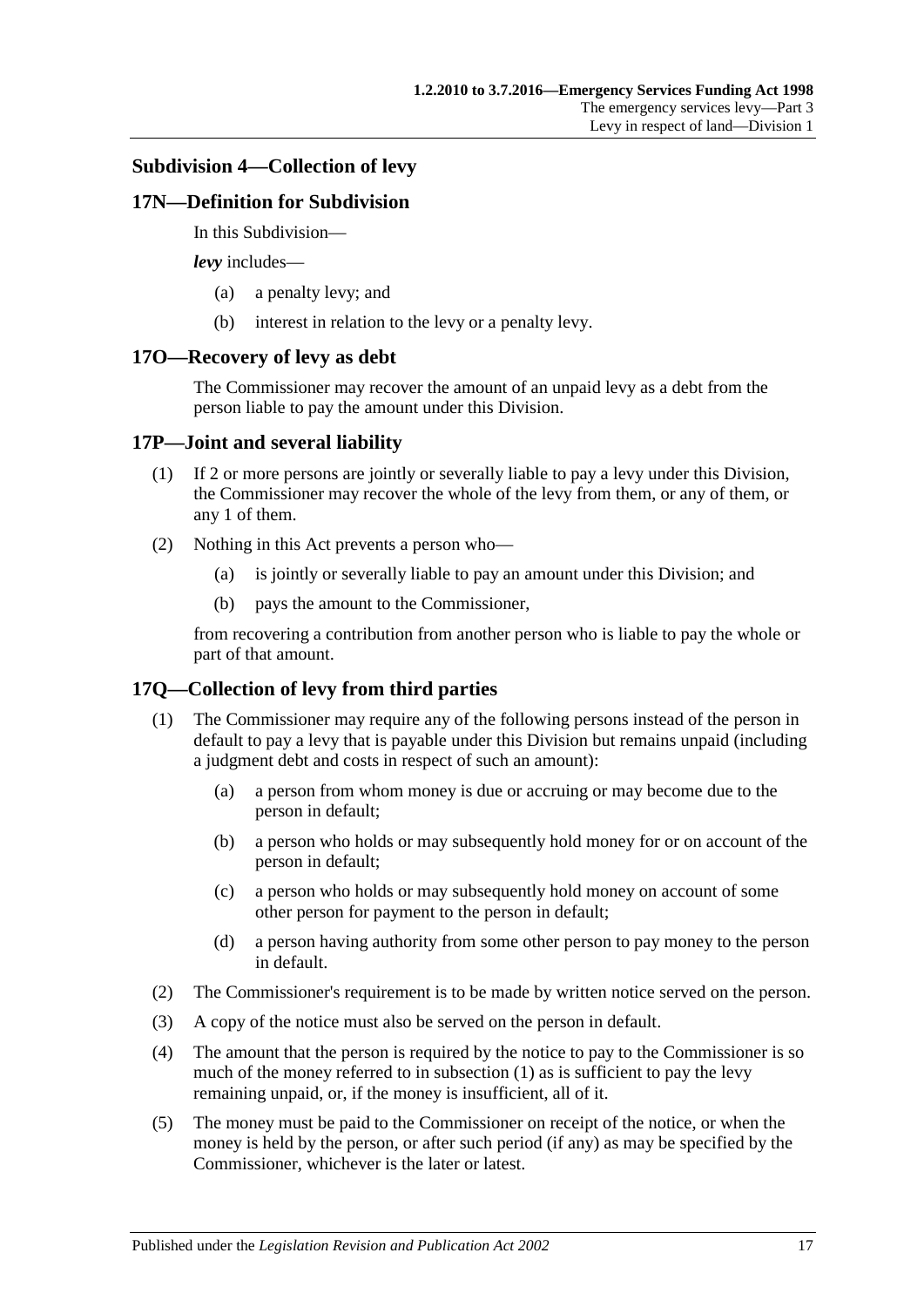### Subdivision 4—Collection of levy

#### 17N—Definition for Subdivision

In this Subdivision—

***levy*** includes—

- (a) a penalty levy; and
- (b) interest in relation to the levy or a penalty levy.

#### 17O—Recovery of levy as debt

The Commissioner may recover the amount of an unpaid levy as a debt from the person liable to pay the amount under this Division.

#### 17P—Joint and several liability

(1) If 2 or more persons are jointly or severally liable to pay a levy under this Division, the Commissioner may recover the whole of the levy from them, or any of them, or any 1 of them.

(2) Nothing in this Act prevents a person who—

- (a) is jointly or severally liable to pay an amount under this Division; and
- (b) pays the amount to the Commissioner,

from recovering a contribution from another person who is liable to pay the whole or part of that amount.

#### 17Q—Collection of levy from third parties

(1) The Commissioner may require any of the following persons instead of the person in default to pay a levy that is payable under this Division but remains unpaid (including a judgment debt and costs in respect of such an amount):

- (a) a person from whom money is due or accruing or may become due to the person in default;
- (b) a person who holds or may subsequently hold money for or on account of the person in default;
- (c) a person who holds or may subsequently hold money on account of some other person for payment to the person in default;
- (d) a person having authority from some other person to pay money to the person in default.

(2) The Commissioner's requirement is to be made by written notice served on the person.

(3) A copy of the notice must also be served on the person in default.

(4) The amount that the person is required by the notice to pay to the Commissioner is so much of the money referred to in subsection (1) as is sufficient to pay the levy remaining unpaid, or, if the money is insufficient, all of it.

(5) The money must be paid to the Commissioner on receipt of the notice, or when the money is held by the person, or after such period (if any) as may be specified by the Commissioner, whichever is the later or latest.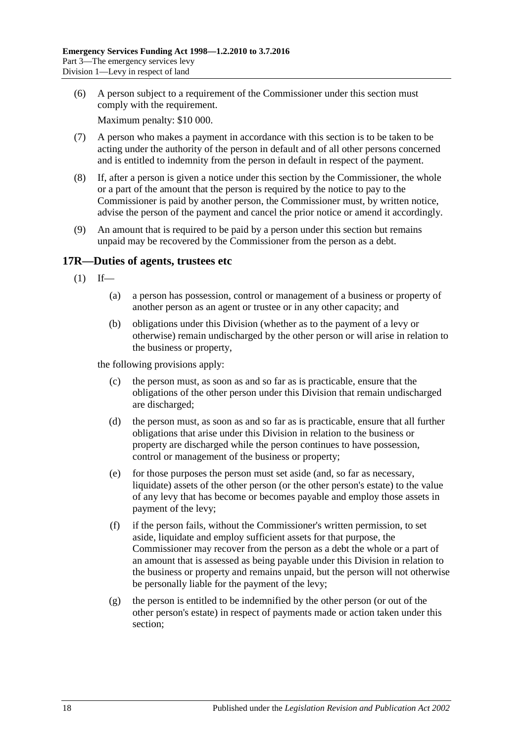(6) A person subject to a requirement of the Commissioner under this section must comply with the requirement.

Maximum penalty: $10 000.

(7) A person who makes a payment in accordance with this section is to be taken to be acting under the authority of the person in default and of all other persons concerned and is entitled to indemnity from the person in default in respect of the payment.

(8) If, after a person is given a notice under this section by the Commissioner, the whole or a part of the amount that the person is required by the notice to pay to the Commissioner is paid by another person, the Commissioner must, by written notice, advise the person of the payment and cancel the prior notice or amend it accordingly.

(9) An amount that is required to be paid by a person under this section but remains unpaid may be recovered by the Commissioner from the person as a debt.

## 17R—Duties of agents, trustees etc

(1) If—

(a) a person has possession, control or management of a business or property of another person as an agent or trustee or in any other capacity; and

(b) obligations under this Division (whether as to the payment of a levy or otherwise) remain undischarged by the other person or will arise in relation to the business or property,

the following provisions apply:

(c) the person must, as soon as and so far as is practicable, ensure that the obligations of the other person under this Division that remain undischarged are discharged;

(d) the person must, as soon as and so far as is practicable, ensure that all further obligations that arise under this Division in relation to the business or property are discharged while the person continues to have possession, control or management of the business or property;

(e) for those purposes the person must set aside (and, so far as necessary, liquidate) assets of the other person (or the other person's estate) to the value of any levy that has become or becomes payable and employ those assets in payment of the levy;

(f) if the person fails, without the Commissioner's written permission, to set aside, liquidate and employ sufficient assets for that purpose, the Commissioner may recover from the person as a debt the whole or a part of an amount that is assessed as being payable under this Division in relation to the business or property and remains unpaid, but the person will not otherwise be personally liable for the payment of the levy;

(g) the person is entitled to be indemnified by the other person (or out of the other person's estate) in respect of payments made or action taken under this section;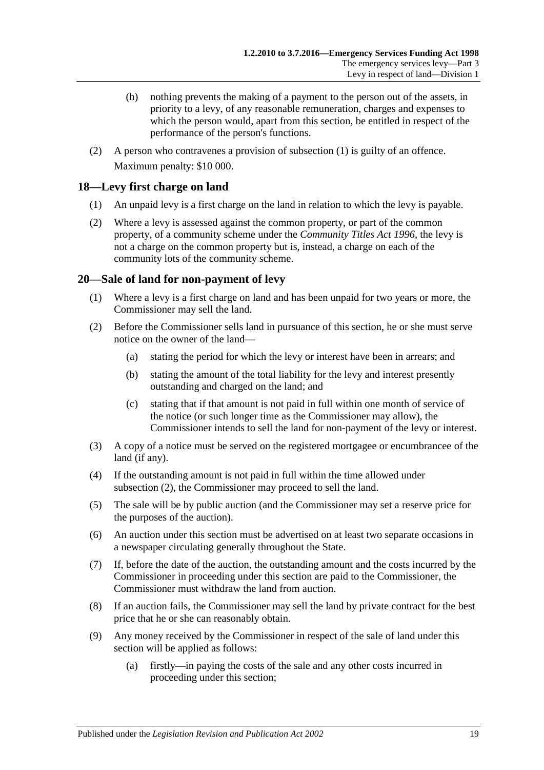(h) nothing prevents the making of a payment to the person out of the assets, in priority to a levy, of any reasonable remuneration, charges and expenses to which the person would, apart from this section, be entitled in respect of the performance of the person's functions.

(2) A person who contravenes a provision of subsection (1) is guilty of an offence.

Maximum penalty: $10 000.

## 18—Levy first charge on land

(1) An unpaid levy is a first charge on the land in relation to which the levy is payable.

(2) Where a levy is assessed against the common property, or part of the common property, of a community scheme under the *Community Titles Act 1996*, the levy is not a charge on the common property but is, instead, a charge on each of the community lots of the community scheme.

## 20—Sale of land for non-payment of levy

(1) Where a levy is a first charge on land and has been unpaid for two years or more, the Commissioner may sell the land.

(2) Before the Commissioner sells land in pursuance of this section, he or she must serve notice on the owner of the land—

(a) stating the period for which the levy or interest have been in arrears; and

(b) stating the amount of the total liability for the levy and interest presently outstanding and charged on the land; and

(c) stating that if that amount is not paid in full within one month of service of the notice (or such longer time as the Commissioner may allow), the Commissioner intends to sell the land for non-payment of the levy or interest.

(3) A copy of a notice must be served on the registered mortgagee or encumbrancee of the land (if any).

(4) If the outstanding amount is not paid in full within the time allowed under subsection (2), the Commissioner may proceed to sell the land.

(5) The sale will be by public auction (and the Commissioner may set a reserve price for the purposes of the auction).

(6) An auction under this section must be advertised on at least two separate occasions in a newspaper circulating generally throughout the State.

(7) If, before the date of the auction, the outstanding amount and the costs incurred by the Commissioner in proceeding under this section are paid to the Commissioner, the Commissioner must withdraw the land from auction.

(8) If an auction fails, the Commissioner may sell the land by private contract for the best price that he or she can reasonably obtain.

(9) Any money received by the Commissioner in respect of the sale of land under this section will be applied as follows:

(a) firstly—in paying the costs of the sale and any other costs incurred in proceeding under this section;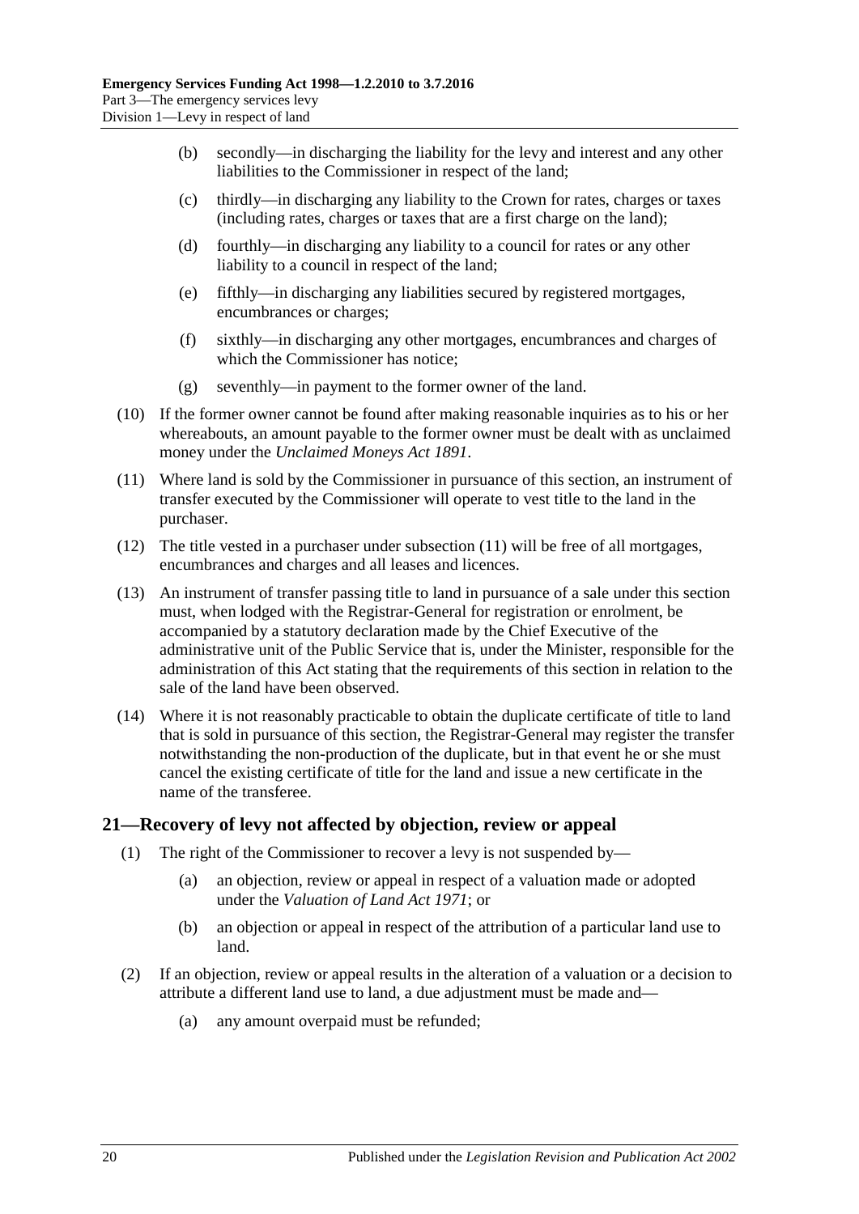(b) secondly—in discharging the liability for the levy and interest and any other liabilities to the Commissioner in respect of the land;

(c) thirdly—in discharging any liability to the Crown for rates, charges or taxes (including rates, charges or taxes that are a first charge on the land);

(d) fourthly—in discharging any liability to a council for rates or any other liability to a council in respect of the land;

(e) fifthly—in discharging any liabilities secured by registered mortgages, encumbrances or charges;

(f) sixthly—in discharging any other mortgages, encumbrances and charges of which the Commissioner has notice;

(g) seventhly—in payment to the former owner of the land.

(10) If the former owner cannot be found after making reasonable inquiries as to his or her whereabouts, an amount payable to the former owner must be dealt with as unclaimed money under the *Unclaimed Moneys Act 1891*.

(11) Where land is sold by the Commissioner in pursuance of this section, an instrument of transfer executed by the Commissioner will operate to vest title to the land in the purchaser.

(12) The title vested in a purchaser under subsection (11) will be free of all mortgages, encumbrances and charges and all leases and licences.

(13) An instrument of transfer passing title to land in pursuance of a sale under this section must, when lodged with the Registrar-General for registration or enrolment, be accompanied by a statutory declaration made by the Chief Executive of the administrative unit of the Public Service that is, under the Minister, responsible for the administration of this Act stating that the requirements of this section in relation to the sale of the land have been observed.

(14) Where it is not reasonably practicable to obtain the duplicate certificate of title to land that is sold in pursuance of this section, the Registrar-General may register the transfer notwithstanding the non-production of the duplicate, but in that event he or she must cancel the existing certificate of title for the land and issue a new certificate in the name of the transferee.

## 21—Recovery of levy not affected by objection, review or appeal

(1) The right of the Commissioner to recover a levy is not suspended by—

(a) an objection, review or appeal in respect of a valuation made or adopted under the *Valuation of Land Act 1971*; or

(b) an objection or appeal in respect of the attribution of a particular land use to land.

(2) If an objection, review or appeal results in the alteration of a valuation or a decision to attribute a different land use to land, a due adjustment must be made and—

(a) any amount overpaid must be refunded;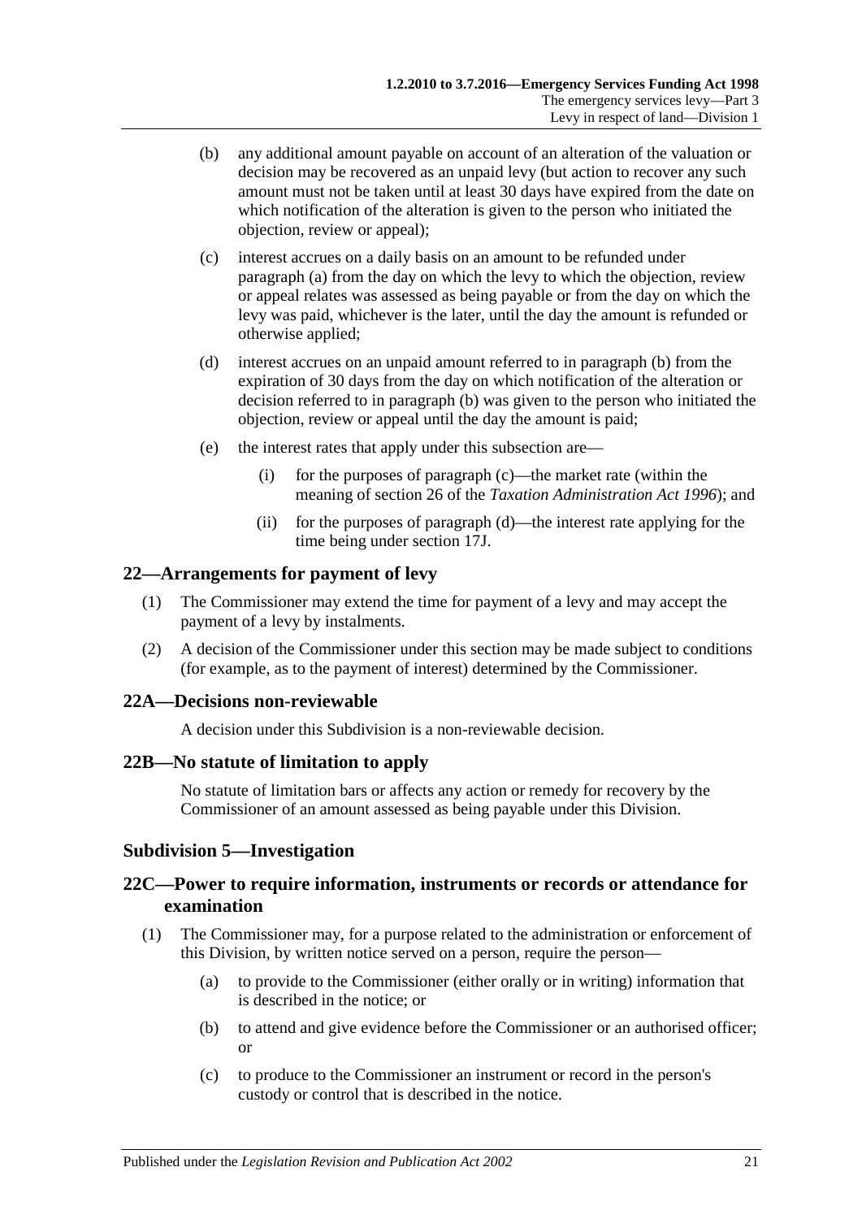(b) any additional amount payable on account of an alteration of the valuation or decision may be recovered as an unpaid levy (but action to recover any such amount must not be taken until at least 30 days have expired from the date on which notification of the alteration is given to the person who initiated the objection, review or appeal);

(c) interest accrues on a daily basis on an amount to be refunded under paragraph (a) from the day on which the levy to which the objection, review or appeal relates was assessed as being payable or from the day on which the levy was paid, whichever is the later, until the day the amount is refunded or otherwise applied;

(d) interest accrues on an unpaid amount referred to in paragraph (b) from the expiration of 30 days from the day on which notification of the alteration or decision referred to in paragraph (b) was given to the person who initiated the objection, review or appeal until the day the amount is paid;

(e) the interest rates that apply under this subsection are—

(i) for the purposes of paragraph (c)—the market rate (within the meaning of section 26 of the *Taxation Administration Act 1996*); and

(ii) for the purposes of paragraph (d)—the interest rate applying for the time being under section 17J.

## 22—Arrangements for payment of levy

(1) The Commissioner may extend the time for payment of a levy and may accept the payment of a levy by instalments.

(2) A decision of the Commissioner under this section may be made subject to conditions (for example, as to the payment of interest) determined by the Commissioner.

## 22A—Decisions non-reviewable

A decision under this Subdivision is a non-reviewable decision.

## 22B—No statute of limitation to apply

No statute of limitation bars or affects any action or remedy for recovery by the Commissioner of an amount assessed as being payable under this Division.

### Subdivision 5—Investigation

## 22C—Power to require information, instruments or records or attendance for examination

(1) The Commissioner may, for a purpose related to the administration or enforcement of this Division, by written notice served on a person, require the person—

(a) to provide to the Commissioner (either orally or in writing) information that is described in the notice; or

(b) to attend and give evidence before the Commissioner or an authorised officer; or

(c) to produce to the Commissioner an instrument or record in the person's custody or control that is described in the notice.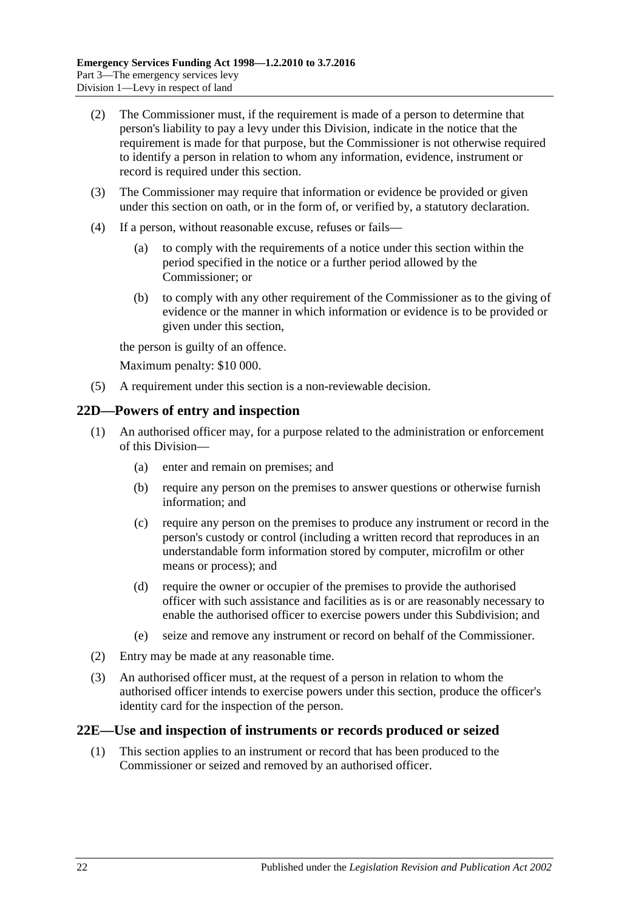(2) The Commissioner must, if the requirement is made of a person to determine that person's liability to pay a levy under this Division, indicate in the notice that the requirement is made for that purpose, but the Commissioner is not otherwise required to identify a person in relation to whom any information, evidence, instrument or record is required under this section.

(3) The Commissioner may require that information or evidence be provided or given under this section on oath, or in the form of, or verified by, a statutory declaration.

(4) If a person, without reasonable excuse, refuses or fails—

(a) to comply with the requirements of a notice under this section within the period specified in the notice or a further period allowed by the Commissioner; or

(b) to comply with any other requirement of the Commissioner as to the giving of evidence or the manner in which information or evidence is to be provided or given under this section,

the person is guilty of an offence.

Maximum penalty: $10 000.

(5) A requirement under this section is a non-reviewable decision.

## 22D—Powers of entry and inspection

(1) An authorised officer may, for a purpose related to the administration or enforcement of this Division—

(a) enter and remain on premises; and

(b) require any person on the premises to answer questions or otherwise furnish information; and

(c) require any person on the premises to produce any instrument or record in the person's custody or control (including a written record that reproduces in an understandable form information stored by computer, microfilm or other means or process); and

(d) require the owner or occupier of the premises to provide the authorised officer with such assistance and facilities as is or are reasonably necessary to enable the authorised officer to exercise powers under this Subdivision; and

(e) seize and remove any instrument or record on behalf of the Commissioner.

(2) Entry may be made at any reasonable time.

(3) An authorised officer must, at the request of a person in relation to whom the authorised officer intends to exercise powers under this section, produce the officer's identity card for the inspection of the person.

## 22E—Use and inspection of instruments or records produced or seized

(1) This section applies to an instrument or record that has been produced to the Commissioner or seized and removed by an authorised officer.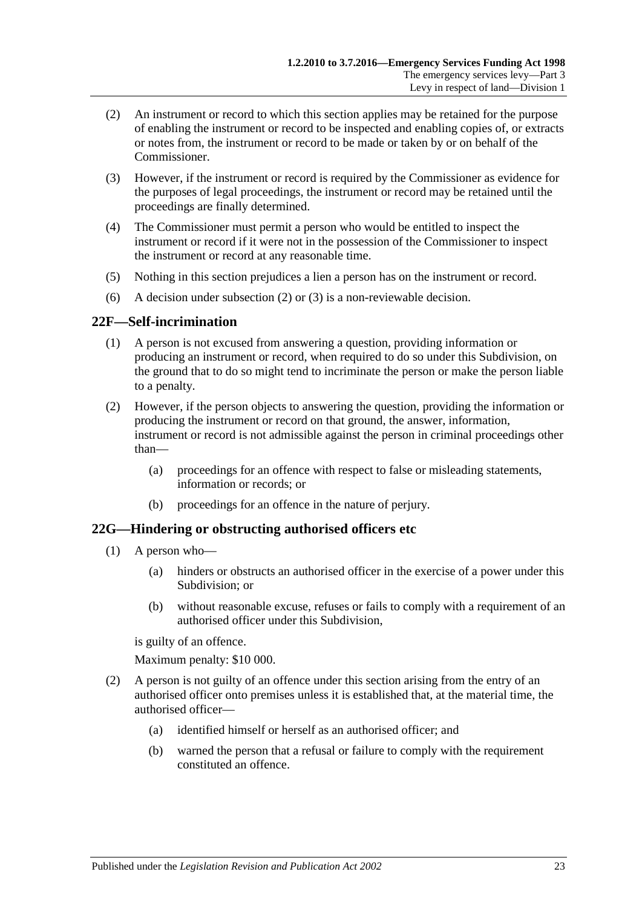(2) An instrument or record to which this section applies may be retained for the purpose of enabling the instrument or record to be inspected and enabling copies of, or extracts or notes from, the instrument or record to be made or taken by or on behalf of the Commissioner.

(3) However, if the instrument or record is required by the Commissioner as evidence for the purposes of legal proceedings, the instrument or record may be retained until the proceedings are finally determined.

(4) The Commissioner must permit a person who would be entitled to inspect the instrument or record if it were not in the possession of the Commissioner to inspect the instrument or record at any reasonable time.

(5) Nothing in this section prejudices a lien a person has on the instrument or record.

(6) A decision under subsection (2) or (3) is a non-reviewable decision.

## 22F—Self-incrimination

(1) A person is not excused from answering a question, providing information or producing an instrument or record, when required to do so under this Subdivision, on the ground that to do so might tend to incriminate the person or make the person liable to a penalty.

(2) However, if the person objects to answering the question, providing the information or producing the instrument or record on that ground, the answer, information, instrument or record is not admissible against the person in criminal proceedings other than—

(a) proceedings for an offence with respect to false or misleading statements, information or records; or

(b) proceedings for an offence in the nature of perjury.

## 22G—Hindering or obstructing authorised officers etc

(1) A person who—

(a) hinders or obstructs an authorised officer in the exercise of a power under this Subdivision; or

(b) without reasonable excuse, refuses or fails to comply with a requirement of an authorised officer under this Subdivision,

is guilty of an offence.

Maximum penalty: $10 000.

(2) A person is not guilty of an offence under this section arising from the entry of an authorised officer onto premises unless it is established that, at the material time, the authorised officer—

(a) identified himself or herself as an authorised officer; and

(b) warned the person that a refusal or failure to comply with the requirement constituted an offence.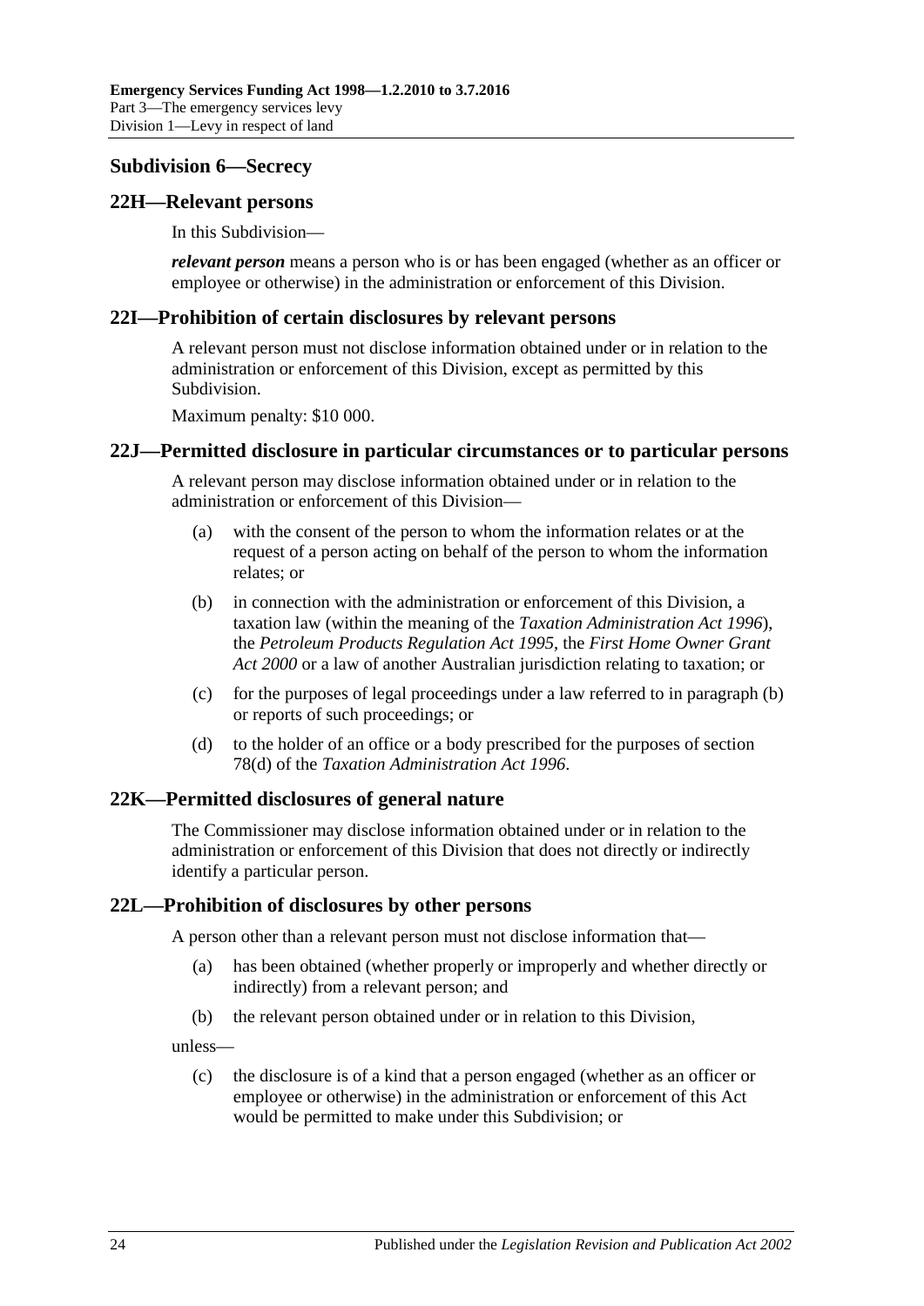### Subdivision 6—Secrecy

### 22H—Relevant persons

In this Subdivision—

***relevant person*** means a person who is or has been engaged (whether as an officer or employee or otherwise) in the administration or enforcement of this Division.

### 22I—Prohibition of certain disclosures by relevant persons

A relevant person must not disclose information obtained under or in relation to the administration or enforcement of this Division, except as permitted by this Subdivision.

Maximum penalty: $10 000.

### 22J—Permitted disclosure in particular circumstances or to particular persons

A relevant person may disclose information obtained under or in relation to the administration or enforcement of this Division—

(a) with the consent of the person to whom the information relates or at the request of a person acting on behalf of the person to whom the information relates; or

(b) in connection with the administration or enforcement of this Division, a taxation law (within the meaning of the *Taxation Administration Act 1996*), the *Petroleum Products Regulation Act 1995*, the *First Home Owner Grant Act 2000* or a law of another Australian jurisdiction relating to taxation; or

(c) for the purposes of legal proceedings under a law referred to in paragraph (b) or reports of such proceedings; or

(d) to the holder of an office or a body prescribed for the purposes of section 78(d) of the *Taxation Administration Act 1996*.

### 22K—Permitted disclosures of general nature

The Commissioner may disclose information obtained under or in relation to the administration or enforcement of this Division that does not directly or indirectly identify a particular person.

### 22L—Prohibition of disclosures by other persons

A person other than a relevant person must not disclose information that—

(a) has been obtained (whether properly or improperly and whether directly or indirectly) from a relevant person; and

(b) the relevant person obtained under or in relation to this Division,

unless—

(c) the disclosure is of a kind that a person engaged (whether as an officer or employee or otherwise) in the administration or enforcement of this Act would be permitted to make under this Subdivision; or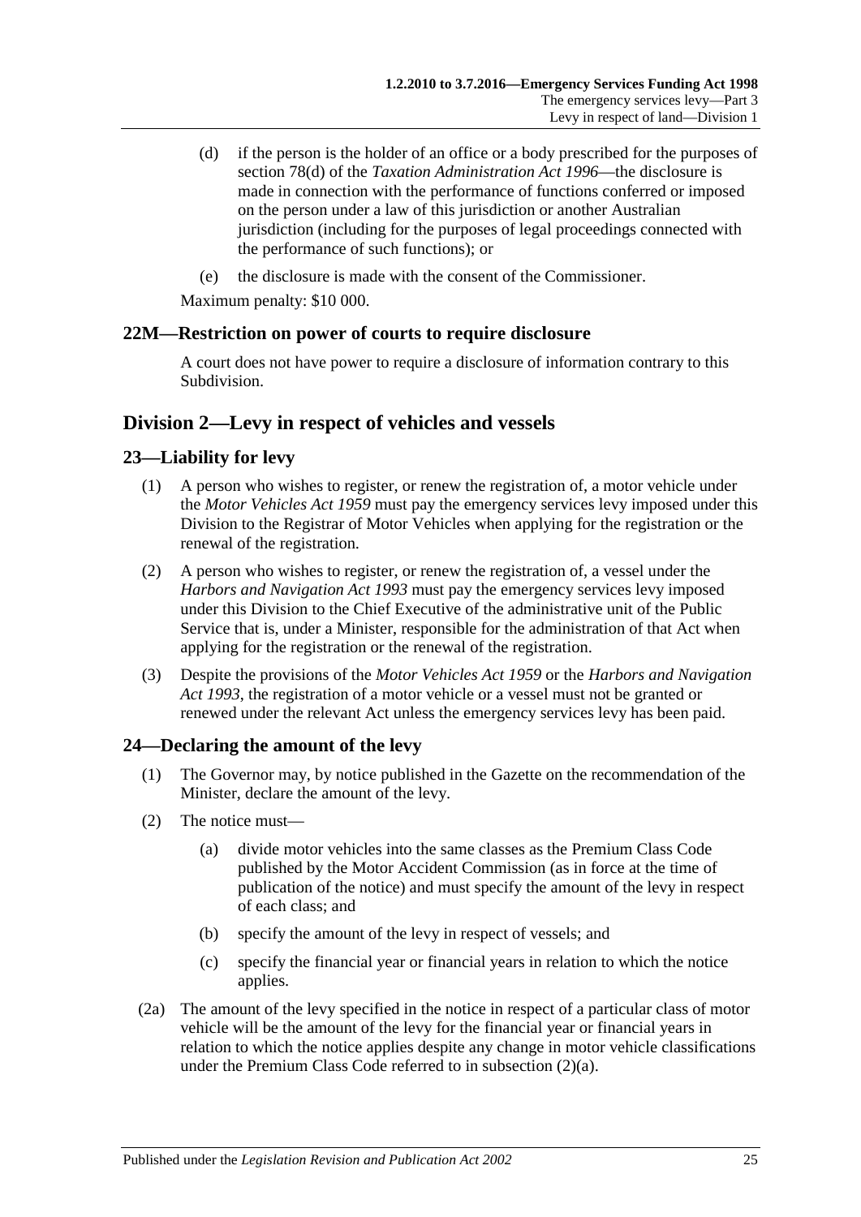(d) if the person is the holder of an office or a body prescribed for the purposes of section 78(d) of the *Taxation Administration Act 1996*—the disclosure is made in connection with the performance of functions conferred or imposed on the person under a law of this jurisdiction or another Australian jurisdiction (including for the purposes of legal proceedings connected with the performance of such functions); or

(e) the disclosure is made with the consent of the Commissioner.

Maximum penalty: $10 000.

### 22M—Restriction on power of courts to require disclosure

A court does not have power to require a disclosure of information contrary to this Subdivision.

## Division 2—Levy in respect of vehicles and vessels

### 23—Liability for levy

(1) A person who wishes to register, or renew the registration of, a motor vehicle under the *Motor Vehicles Act 1959* must pay the emergency services levy imposed under this Division to the Registrar of Motor Vehicles when applying for the registration or the renewal of the registration.

(2) A person who wishes to register, or renew the registration of, a vessel under the *Harbors and Navigation Act 1993* must pay the emergency services levy imposed under this Division to the Chief Executive of the administrative unit of the Public Service that is, under a Minister, responsible for the administration of that Act when applying for the registration or the renewal of the registration.

(3) Despite the provisions of the *Motor Vehicles Act 1959* or the *Harbors and Navigation Act 1993*, the registration of a motor vehicle or a vessel must not be granted or renewed under the relevant Act unless the emergency services levy has been paid.

### 24—Declaring the amount of the levy

(1) The Governor may, by notice published in the Gazette on the recommendation of the Minister, declare the amount of the levy.

(2) The notice must—

(a) divide motor vehicles into the same classes as the Premium Class Code published by the Motor Accident Commission (as in force at the time of publication of the notice) and must specify the amount of the levy in respect of each class; and

(b) specify the amount of the levy in respect of vessels; and

(c) specify the financial year or financial years in relation to which the notice applies.

(2a) The amount of the levy specified in the notice in respect of a particular class of motor vehicle will be the amount of the levy for the financial year or financial years in relation to which the notice applies despite any change in motor vehicle classifications under the Premium Class Code referred to in subsection (2)(a).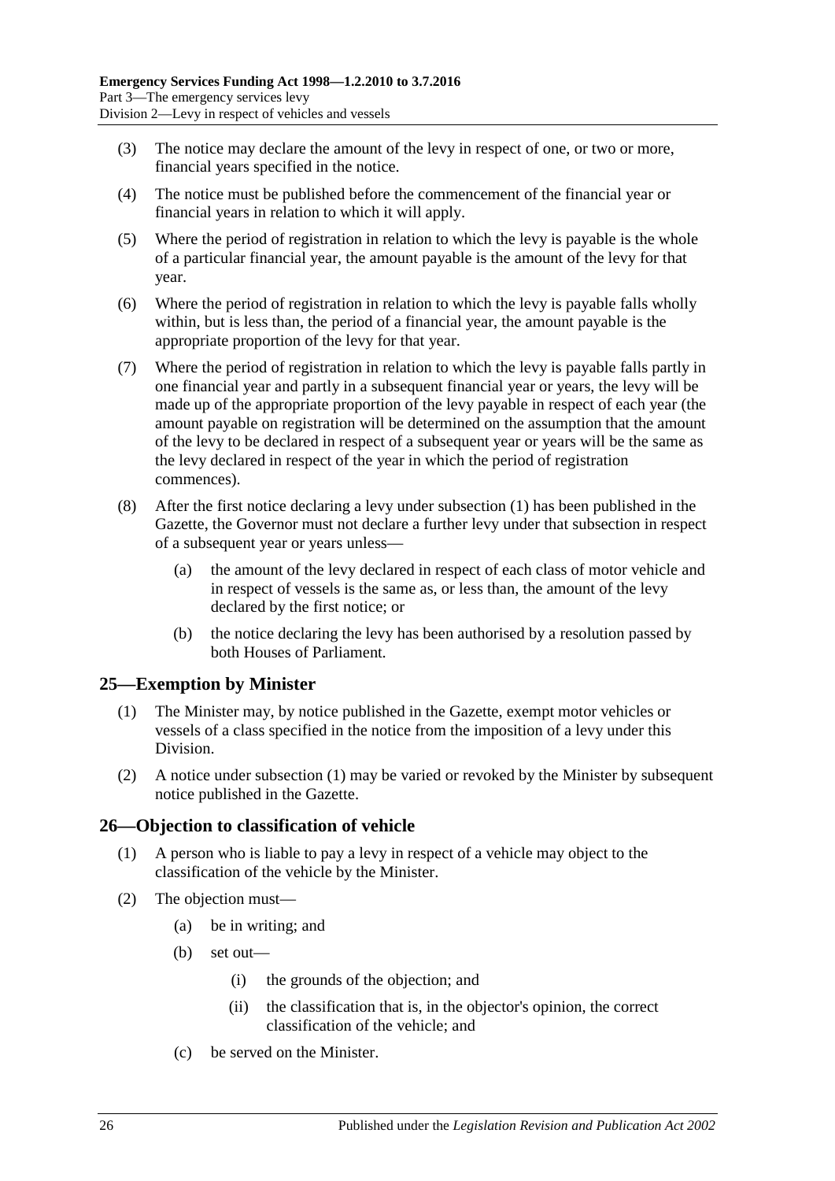(3) The notice may declare the amount of the levy in respect of one, or two or more, financial years specified in the notice.

(4) The notice must be published before the commencement of the financial year or financial years in relation to which it will apply.

(5) Where the period of registration in relation to which the levy is payable is the whole of a particular financial year, the amount payable is the amount of the levy for that year.

(6) Where the period of registration in relation to which the levy is payable falls wholly within, but is less than, the period of a financial year, the amount payable is the appropriate proportion of the levy for that year.

(7) Where the period of registration in relation to which the levy is payable falls partly in one financial year and partly in a subsequent financial year or years, the levy will be made up of the appropriate proportion of the levy payable in respect of each year (the amount payable on registration will be determined on the assumption that the amount of the levy to be declared in respect of a subsequent year or years will be the same as the levy declared in respect of the year in which the period of registration commences).

(8) After the first notice declaring a levy under subsection (1) has been published in the Gazette, the Governor must not declare a further levy under that subsection in respect of a subsequent year or years unless—

(a) the amount of the levy declared in respect of each class of motor vehicle and in respect of vessels is the same as, or less than, the amount of the levy declared by the first notice; or

(b) the notice declaring the levy has been authorised by a resolution passed by both Houses of Parliament.

## 25—Exemption by Minister

(1) The Minister may, by notice published in the Gazette, exempt motor vehicles or vessels of a class specified in the notice from the imposition of a levy under this Division.

(2) A notice under subsection (1) may be varied or revoked by the Minister by subsequent notice published in the Gazette.

## 26—Objection to classification of vehicle

(1) A person who is liable to pay a levy in respect of a vehicle may object to the classification of the vehicle by the Minister.

(2) The objection must—

(a) be in writing; and

(b) set out—

(i) the grounds of the objection; and

(ii) the classification that is, in the objector's opinion, the correct classification of the vehicle; and

(c) be served on the Minister.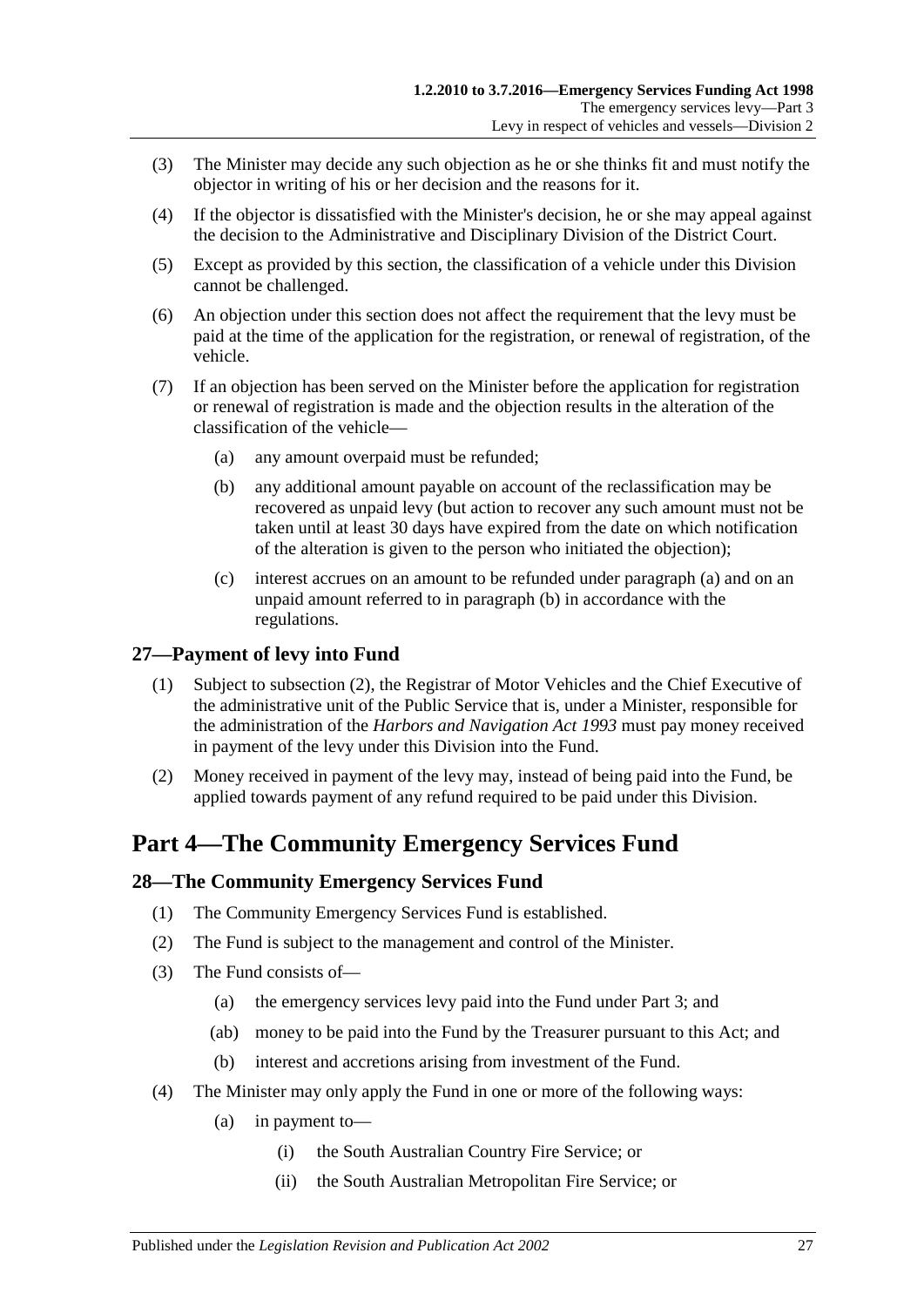(3) The Minister may decide any such objection as he or she thinks fit and must notify the objector in writing of his or her decision and the reasons for it.

(4) If the objector is dissatisfied with the Minister's decision, he or she may appeal against the decision to the Administrative and Disciplinary Division of the District Court.

(5) Except as provided by this section, the classification of a vehicle under this Division cannot be challenged.

(6) An objection under this section does not affect the requirement that the levy must be paid at the time of the application for the registration, or renewal of registration, of the vehicle.

(7) If an objection has been served on the Minister before the application for registration or renewal of registration is made and the objection results in the alteration of the classification of the vehicle—

(a) any amount overpaid must be refunded;

(b) any additional amount payable on account of the reclassification may be recovered as unpaid levy (but action to recover any such amount must not be taken until at least 30 days have expired from the date on which notification of the alteration is given to the person who initiated the objection);

(c) interest accrues on an amount to be refunded under paragraph (a) and on an unpaid amount referred to in paragraph (b) in accordance with the regulations.

### 27—Payment of levy into Fund

(1) Subject to subsection (2), the Registrar of Motor Vehicles and the Chief Executive of the administrative unit of the Public Service that is, under a Minister, responsible for the administration of the *Harbors and Navigation Act 1993* must pay money received in payment of the levy under this Division into the Fund.

(2) Money received in payment of the levy may, instead of being paid into the Fund, be applied towards payment of any refund required to be paid under this Division.

## Part 4—The Community Emergency Services Fund

### 28—The Community Emergency Services Fund

(1) The Community Emergency Services Fund is established.

(2) The Fund is subject to the management and control of the Minister.

(3) The Fund consists of—

(a) the emergency services levy paid into the Fund under Part 3; and

(ab) money to be paid into the Fund by the Treasurer pursuant to this Act; and

(b) interest and accretions arising from investment of the Fund.

(4) The Minister may only apply the Fund in one or more of the following ways:

(a) in payment to—

(i) the South Australian Country Fire Service; or

(ii) the South Australian Metropolitan Fire Service; or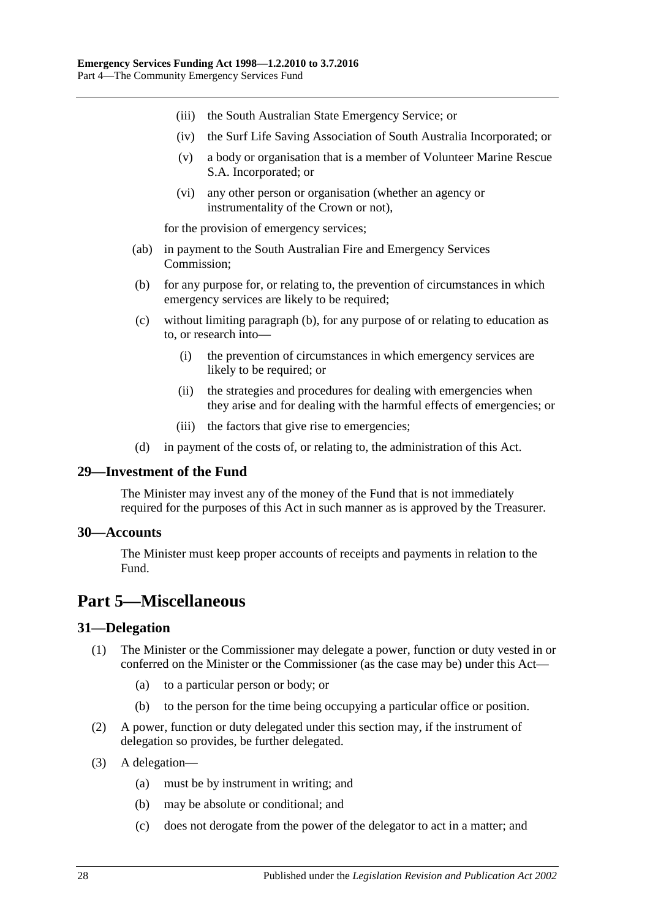(iii) the South Australian State Emergency Service; or

(iv) the Surf Life Saving Association of South Australia Incorporated; or

(v) a body or organisation that is a member of Volunteer Marine Rescue S.A. Incorporated; or

(vi) any other person or organisation (whether an agency or instrumentality of the Crown or not),

for the provision of emergency services;

(ab) in payment to the South Australian Fire and Emergency Services Commission;

(b) for any purpose for, or relating to, the prevention of circumstances in which emergency services are likely to be required;

(c) without limiting paragraph (b), for any purpose of or relating to education as to, or research into—

(i) the prevention of circumstances in which emergency services are likely to be required; or

(ii) the strategies and procedures for dealing with emergencies when they arise and for dealing with the harmful effects of emergencies; or

(iii) the factors that give rise to emergencies;

(d) in payment of the costs of, or relating to, the administration of this Act.

### 29—Investment of the Fund

The Minister may invest any of the money of the Fund that is not immediately required for the purposes of this Act in such manner as is approved by the Treasurer.

### 30—Accounts

The Minister must keep proper accounts of receipts and payments in relation to the Fund.

## Part 5—Miscellaneous

### 31—Delegation

(1) The Minister or the Commissioner may delegate a power, function or duty vested in or conferred on the Minister or the Commissioner (as the case may be) under this Act—

(a) to a particular person or body; or

(b) to the person for the time being occupying a particular office or position.

(2) A power, function or duty delegated under this section may, if the instrument of delegation so provides, be further delegated.

(3) A delegation—

(a) must be by instrument in writing; and

(b) may be absolute or conditional; and

(c) does not derogate from the power of the delegator to act in a matter; and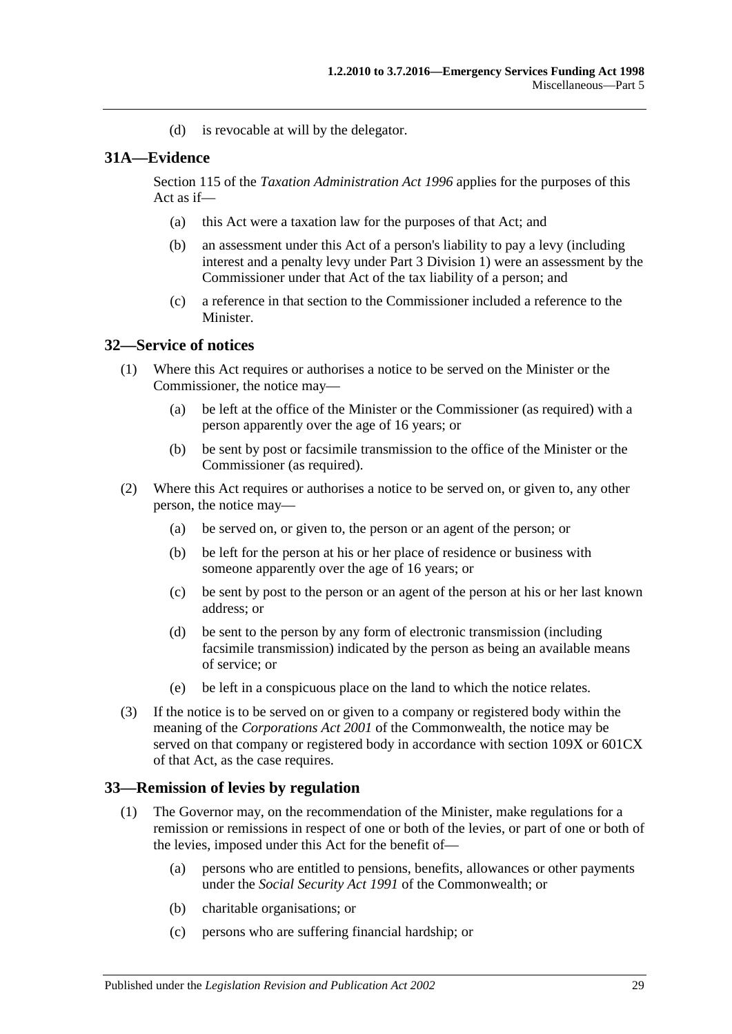(d) is revocable at will by the delegator.

## 31A—Evidence

Section 115 of the *Taxation Administration Act 1996* applies for the purposes of this Act as if—

(a) this Act were a taxation law for the purposes of that Act; and

(b) an assessment under this Act of a person's liability to pay a levy (including interest and a penalty levy under Part 3 Division 1) were an assessment by the Commissioner under that Act of the tax liability of a person; and

(c) a reference in that section to the Commissioner included a reference to the Minister.

## 32—Service of notices

(1) Where this Act requires or authorises a notice to be served on the Minister or the Commissioner, the notice may—

(a) be left at the office of the Minister or the Commissioner (as required) with a person apparently over the age of 16 years; or

(b) be sent by post or facsimile transmission to the office of the Minister or the Commissioner (as required).

(2) Where this Act requires or authorises a notice to be served on, or given to, any other person, the notice may—

(a) be served on, or given to, the person or an agent of the person; or

(b) be left for the person at his or her place of residence or business with someone apparently over the age of 16 years; or

(c) be sent by post to the person or an agent of the person at his or her last known address; or

(d) be sent to the person by any form of electronic transmission (including facsimile transmission) indicated by the person as being an available means of service; or

(e) be left in a conspicuous place on the land to which the notice relates.

(3) If the notice is to be served on or given to a company or registered body within the meaning of the *Corporations Act 2001* of the Commonwealth, the notice may be served on that company or registered body in accordance with section 109X or 601CX of that Act, as the case requires.

## 33—Remission of levies by regulation

(1) The Governor may, on the recommendation of the Minister, make regulations for a remission or remissions in respect of one or both of the levies, or part of one or both of the levies, imposed under this Act for the benefit of—

(a) persons who are entitled to pensions, benefits, allowances or other payments under the *Social Security Act 1991* of the Commonwealth; or

(b) charitable organisations; or

(c) persons who are suffering financial hardship; or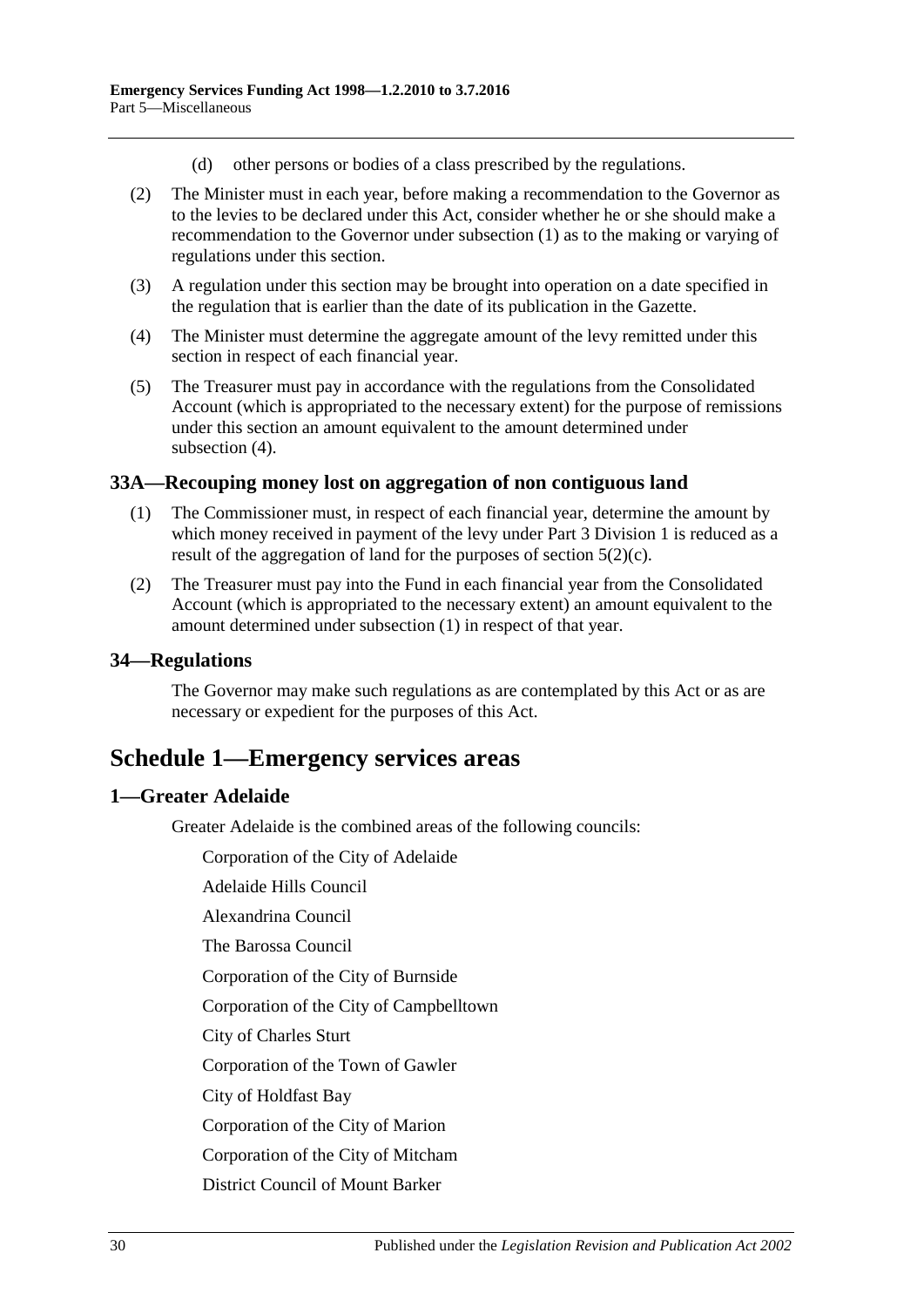(d) other persons or bodies of a class prescribed by the regulations.

(2) The Minister must in each year, before making a recommendation to the Governor as to the levies to be declared under this Act, consider whether he or she should make a recommendation to the Governor under subsection (1) as to the making or varying of regulations under this section.

(3) A regulation under this section may be brought into operation on a date specified in the regulation that is earlier than the date of its publication in the Gazette.

(4) The Minister must determine the aggregate amount of the levy remitted under this section in respect of each financial year.

(5) The Treasurer must pay in accordance with the regulations from the Consolidated Account (which is appropriated to the necessary extent) for the purpose of remissions under this section an amount equivalent to the amount determined under subsection (4).

### 33A—Recouping money lost on aggregation of non contiguous land

(1) The Commissioner must, in respect of each financial year, determine the amount by which money received in payment of the levy under Part 3 Division 1 is reduced as a result of the aggregation of land for the purposes of section 5(2)(c).

(2) The Treasurer must pay into the Fund in each financial year from the Consolidated Account (which is appropriated to the necessary extent) an amount equivalent to the amount determined under subsection (1) in respect of that year.

### 34—Regulations

The Governor may make such regulations as are contemplated by this Act or as are necessary or expedient for the purposes of this Act.

## Schedule 1—Emergency services areas

### 1—Greater Adelaide

Greater Adelaide is the combined areas of the following councils:

Corporation of the City of Adelaide

Adelaide Hills Council

Alexandrina Council

The Barossa Council

Corporation of the City of Burnside

Corporation of the City of Campbelltown

City of Charles Sturt

Corporation of the Town of Gawler

City of Holdfast Bay

Corporation of the City of Marion

Corporation of the City of Mitcham

District Council of Mount Barker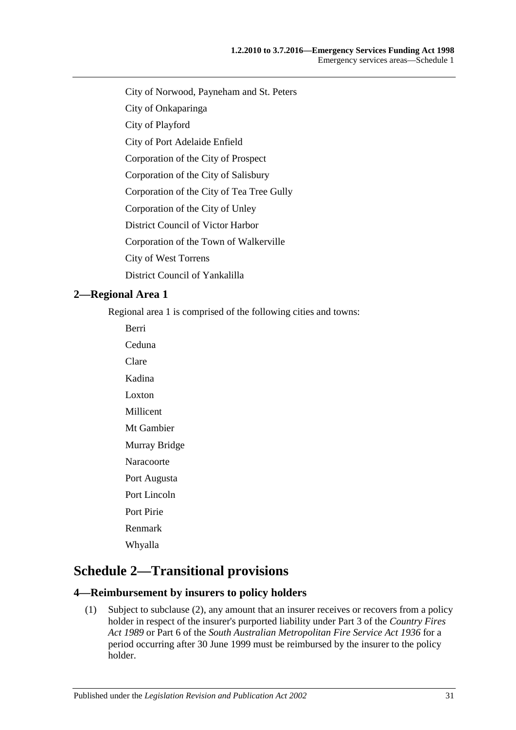City of Norwood, Payneham and St. Peters

City of Onkaparinga

City of Playford

City of Port Adelaide Enfield

Corporation of the City of Prospect

Corporation of the City of Salisbury

Corporation of the City of Tea Tree Gully

Corporation of the City of Unley

District Council of Victor Harbor

Corporation of the Town of Walkerville

City of West Torrens

District Council of Yankalilla

### 2—Regional Area 1

Regional area 1 is comprised of the following cities and towns:

Berri

Ceduna

Clare

Kadina

Loxton

Millicent

Mt Gambier

Murray Bridge

Naracoorte

Port Augusta

Port Lincoln

Port Pirie

Renmark

Whyalla

## Schedule 2—Transitional provisions

### 4—Reimbursement by insurers to policy holders

(1) Subject to subclause (2), any amount that an insurer receives or recovers from a policy holder in respect of the insurer's purported liability under Part 3 of the *Country Fires Act 1989* or Part 6 of the *South Australian Metropolitan Fire Service Act 1936* for a period occurring after 30 June 1999 must be reimbursed by the insurer to the policy holder.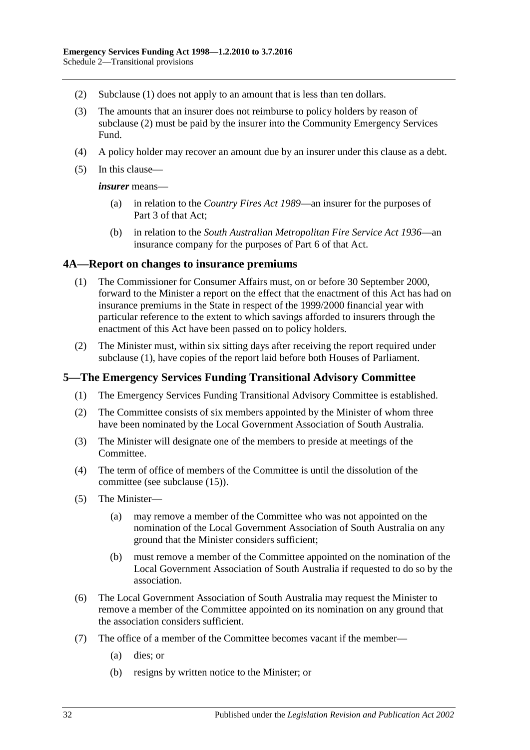(2) Subclause (1) does not apply to an amount that is less than ten dollars.

(3) The amounts that an insurer does not reimburse to policy holders by reason of subclause (2) must be paid by the insurer into the Community Emergency Services Fund.

(4) A policy holder may recover an amount due by an insurer under this clause as a debt.

(5) In this clause—

***insurer*** means—

(a) in relation to the *Country Fires Act 1989*—an insurer for the purposes of Part 3 of that Act;

(b) in relation to the *South Australian Metropolitan Fire Service Act 1936*—an insurance company for the purposes of Part 6 of that Act.

## 4A—Report on changes to insurance premiums

(1) The Commissioner for Consumer Affairs must, on or before 30 September 2000, forward to the Minister a report on the effect that the enactment of this Act has had on insurance premiums in the State in respect of the 1999/2000 financial year with particular reference to the extent to which savings afforded to insurers through the enactment of this Act have been passed on to policy holders.

(2) The Minister must, within six sitting days after receiving the report required under subclause (1), have copies of the report laid before both Houses of Parliament.

## 5—The Emergency Services Funding Transitional Advisory Committee

(1) The Emergency Services Funding Transitional Advisory Committee is established.

(2) The Committee consists of six members appointed by the Minister of whom three have been nominated by the Local Government Association of South Australia.

(3) The Minister will designate one of the members to preside at meetings of the Committee.

(4) The term of office of members of the Committee is until the dissolution of the committee (see subclause (15)).

(5) The Minister—

(a) may remove a member of the Committee who was not appointed on the nomination of the Local Government Association of South Australia on any ground that the Minister considers sufficient;

(b) must remove a member of the Committee appointed on the nomination of the Local Government Association of South Australia if requested to do so by the association.

(6) The Local Government Association of South Australia may request the Minister to remove a member of the Committee appointed on its nomination on any ground that the association considers sufficient.

(7) The office of a member of the Committee becomes vacant if the member—

(a) dies; or

(b) resigns by written notice to the Minister; or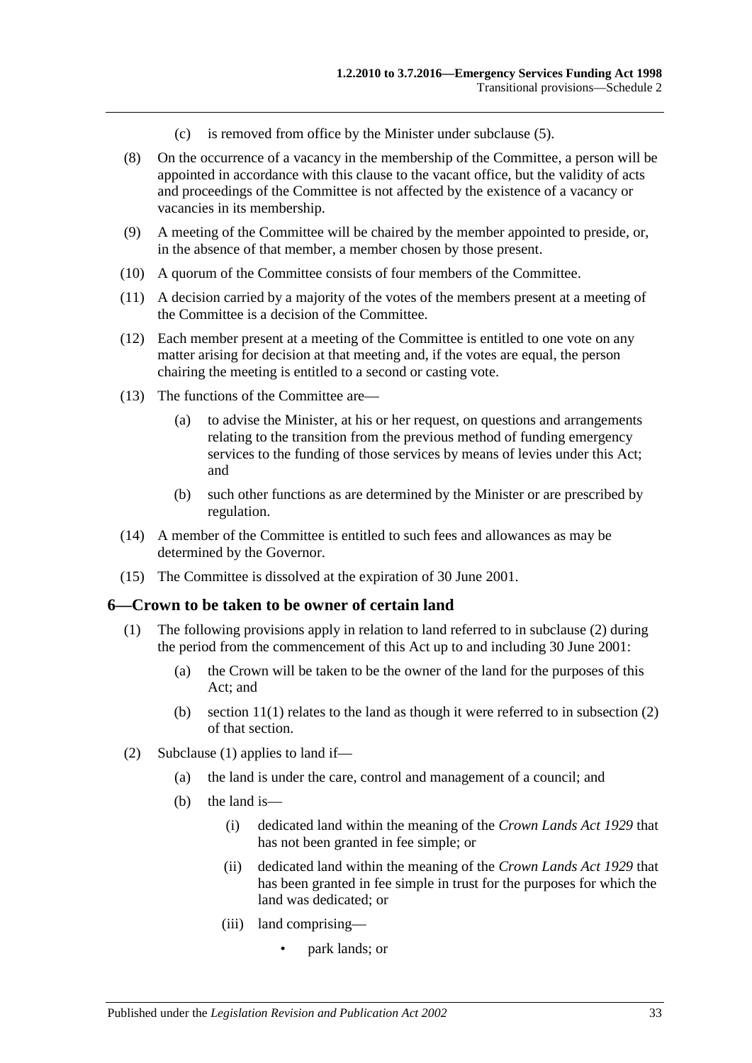(c) is removed from office by the Minister under subclause (5).

(8) On the occurrence of a vacancy in the membership of the Committee, a person will be appointed in accordance with this clause to the vacant office, but the validity of acts and proceedings of the Committee is not affected by the existence of a vacancy or vacancies in its membership.

(9) A meeting of the Committee will be chaired by the member appointed to preside, or, in the absence of that member, a member chosen by those present.

(10) A quorum of the Committee consists of four members of the Committee.

(11) A decision carried by a majority of the votes of the members present at a meeting of the Committee is a decision of the Committee.

(12) Each member present at a meeting of the Committee is entitled to one vote on any matter arising for decision at that meeting and, if the votes are equal, the person chairing the meeting is entitled to a second or casting vote.

(13) The functions of the Committee are—

(a) to advise the Minister, at his or her request, on questions and arrangements relating to the transition from the previous method of funding emergency services to the funding of those services by means of levies under this Act; and

(b) such other functions as are determined by the Minister or are prescribed by regulation.

(14) A member of the Committee is entitled to such fees and allowances as may be determined by the Governor.

(15) The Committee is dissolved at the expiration of 30 June 2001.

## 6—Crown to be taken to be owner of certain land

(1) The following provisions apply in relation to land referred to in subclause (2) during the period from the commencement of this Act up to and including 30 June 2001:

(a) the Crown will be taken to be the owner of the land for the purposes of this Act; and

(b) section 11(1) relates to the land as though it were referred to in subsection (2) of that section.

(2) Subclause (1) applies to land if—

(a) the land is under the care, control and management of a council; and

(b) the land is—

(i) dedicated land within the meaning of the *Crown Lands Act 1929* that has not been granted in fee simple; or

(ii) dedicated land within the meaning of the *Crown Lands Act 1929* that has been granted in fee simple in trust for the purposes for which the land was dedicated; or

(iii) land comprising—

- park lands; or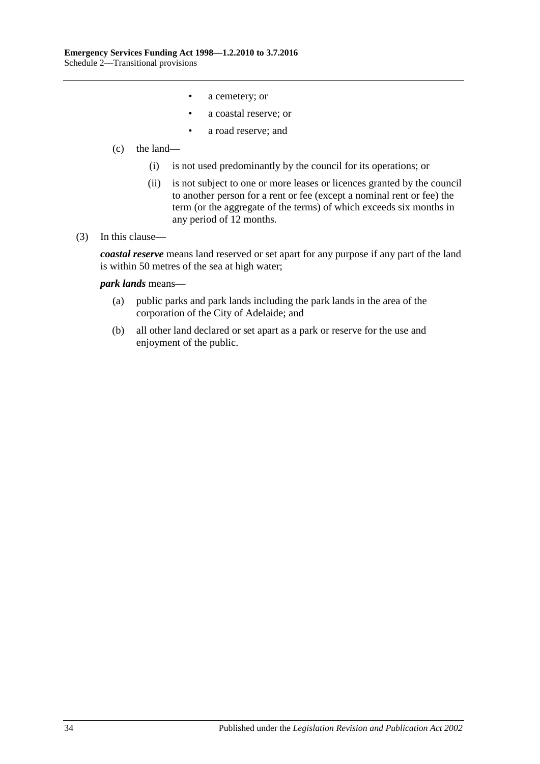- a cemetery; or
- a coastal reserve; or
- a road reserve; and

(c) the land—

(i) is not used predominantly by the council for its operations; or

(ii) is not subject to one or more leases or licences granted by the council to another person for a rent or fee (except a nominal rent or fee) the term (or the aggregate of the terms) of which exceeds six months in any period of 12 months.

(3) In this clause—

***coastal reserve*** means land reserved or set apart for any purpose if any part of the land is within 50 metres of the sea at high water;

***park lands*** means—

(a) public parks and park lands including the park lands in the area of the corporation of the City of Adelaide; and

(b) all other land declared or set apart as a park or reserve for the use and enjoyment of the public.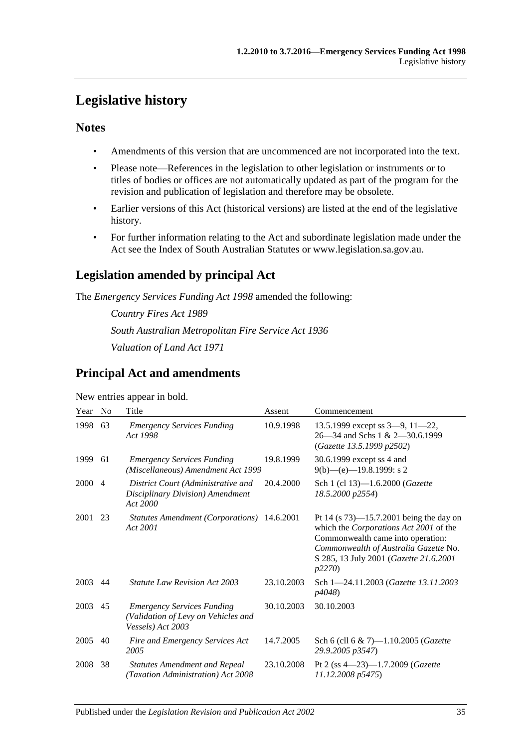# Legislative history

## Notes

- Amendments of this version that are uncommenced are not incorporated into the text.
- Please note—References in the legislation to other legislation or instruments or to titles of bodies or offices are not automatically updated as part of the program for the revision and publication of legislation and therefore may be obsolete.
- Earlier versions of this Act (historical versions) are listed at the end of the legislative history.
- For further information relating to the Act and subordinate legislation made under the Act see the Index of South Australian Statutes or www.legislation.sa.gov.au.

## Legislation amended by principal Act

The *Emergency Services Funding Act 1998* amended the following:

*Country Fires Act 1989*

*South Australian Metropolitan Fire Service Act 1936*

*Valuation of Land Act 1971*

## Principal Act and amendments

New entries appear in bold.

| Year | No | Title | Assent | Commencement |
|---|---|---|---|---|
| 1998 | 63 | *Emergency Services Funding Act 1998* | 10.9.1998 | 13.5.1999 except ss 3—9, 11—22, 26—34 and Schs 1 & 2—30.6.1999 (*Gazette 13.5.1999 p2502*) |
| 1999 | 61 | *Emergency Services Funding (Miscellaneous) Amendment Act 1999* | 19.8.1999 | 30.6.1999 except ss 4 and 9(b)—(e)—19.8.1999: s 2 |
| 2000 | 4 | *District Court (Administrative and Disciplinary Division) Amendment Act 2000* | 20.4.2000 | Sch 1 (cl 13)—1.6.2000 (*Gazette 18.5.2000 p2554*) |
| 2001 | 23 | *Statutes Amendment (Corporations) Act 2001* | 14.6.2001 | Pt 14 (s 73)—15.7.2001 being the day on which the *Corporations Act 2001* of the Commonwealth came into operation: *Commonwealth of Australia Gazette* No. S 285, 13 July 2001 (*Gazette 21.6.2001 p2270*) |
| 2003 | 44 | *Statute Law Revision Act 2003* | 23.10.2003 | Sch 1—24.11.2003 (*Gazette 13.11.2003 p4048*) |
| 2003 | 45 | *Emergency Services Funding (Validation of Levy on Vehicles and Vessels) Act 2003* | 30.10.2003 | 30.10.2003 |
| 2005 | 40 | *Fire and Emergency Services Act 2005* | 14.7.2005 | Sch 6 (cll 6 & 7)—1.10.2005 (*Gazette 29.9.2005 p3547*) |
| 2008 | 38 | *Statutes Amendment and Repeal (Taxation Administration) Act 2008* | 23.10.2008 | Pt 2 (ss 4—23)—1.7.2009 (*Gazette 11.12.2008 p5475*) |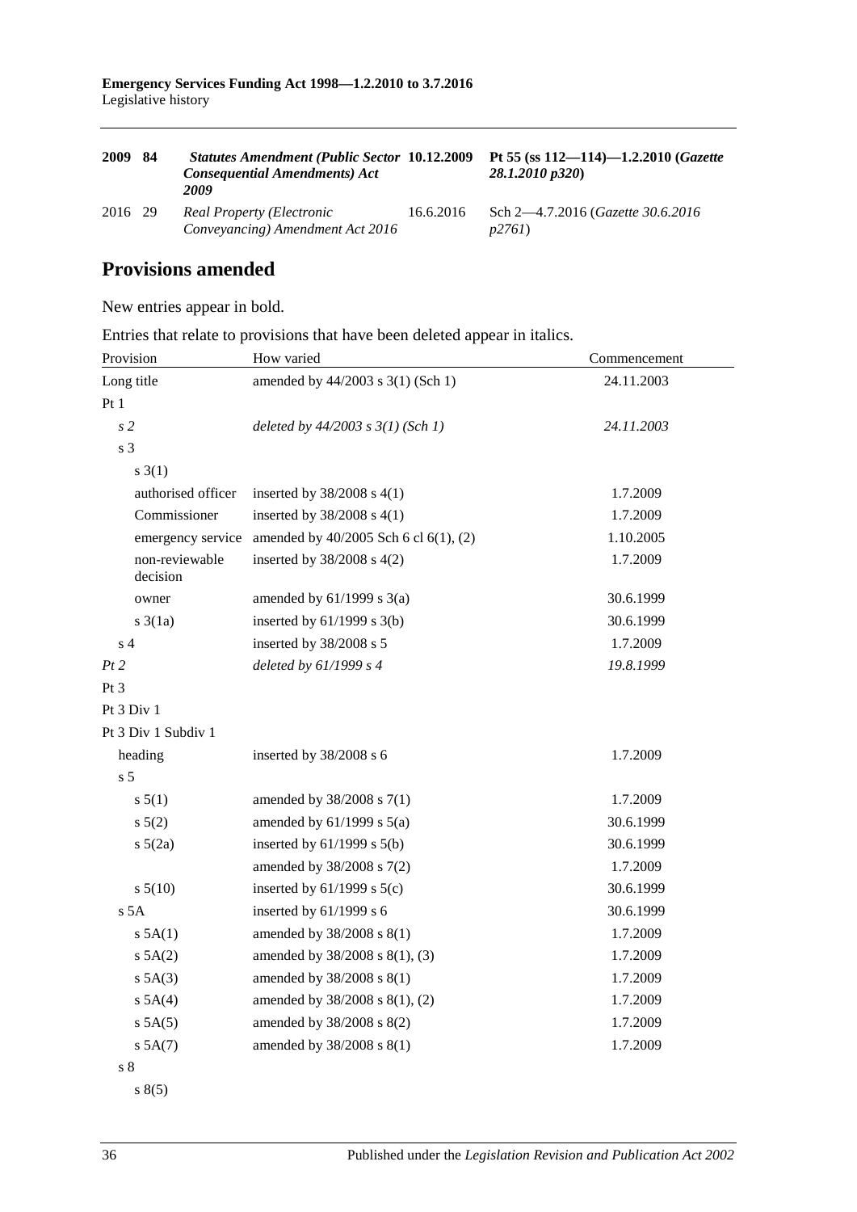| 2009 | 84 | ***Statutes Amendment (Public Sector Consequential Amendments) Act 2009*** | **10.12.2009** | **Pt 55 (ss 112—114)—1.2.2010 (*Gazette 28.1.2010 p320*)** |
|---|---|---|---|---|
| 2016 | 29 | *Real Property (Electronic Conveyancing) Amendment Act 2016* | 16.6.2016 | Sch 2—4.7.2016 (*Gazette 30.6.2016 p2761*) |

## Provisions amended

New entries appear in bold.

Entries that relate to provisions that have been deleted appear in italics.

| Provision | How varied | Commencement |
|---|---|---|
| Long title | amended by 44/2003 s 3(1) (Sch 1) | 24.11.2003 |
| Pt 1 | | |
| *s 2* | *deleted by 44/2003 s 3(1) (Sch 1)* | *24.11.2003* |
| s 3 | | |
| s 3(1) | | |
| authorised officer | inserted by 38/2008 s 4(1) | 1.7.2009 |
| Commissioner | inserted by 38/2008 s 4(1) | 1.7.2009 |
| emergency service | amended by 40/2005 Sch 6 cl 6(1), (2) | 1.10.2005 |
| non-reviewable decision | inserted by 38/2008 s 4(2) | 1.7.2009 |
| owner | amended by 61/1999 s 3(a) | 30.6.1999 |
| s 3(1a) | inserted by 61/1999 s 3(b) | 30.6.1999 |
| s 4 | inserted by 38/2008 s 5 | 1.7.2009 |
| *Pt 2* | *deleted by 61/1999 s 4* | *19.8.1999* |
| Pt 3 | | |
| Pt 3 Div 1 | | |
| Pt 3 Div 1 Subdiv 1 | | |
| heading | inserted by 38/2008 s 6 | 1.7.2009 |
| s 5 | | |
| s 5(1) | amended by 38/2008 s 7(1) | 1.7.2009 |
| s 5(2) | amended by 61/1999 s 5(a) | 30.6.1999 |
| s 5(2a) | inserted by 61/1999 s 5(b) | 30.6.1999 |
| | amended by 38/2008 s 7(2) | 1.7.2009 |
| s 5(10) | inserted by 61/1999 s 5(c) | 30.6.1999 |
| s 5A | inserted by 61/1999 s 6 | 30.6.1999 |
| s 5A(1) | amended by 38/2008 s 8(1) | 1.7.2009 |
| s 5A(2) | amended by 38/2008 s 8(1), (3) | 1.7.2009 |
| s 5A(3) | amended by 38/2008 s 8(1) | 1.7.2009 |
| s 5A(4) | amended by 38/2008 s 8(1), (2) | 1.7.2009 |
| s 5A(5) | amended by 38/2008 s 8(2) | 1.7.2009 |
| s 5A(7) | amended by 38/2008 s 8(1) | 1.7.2009 |
| s 8 | | |
| s 8(5) | | |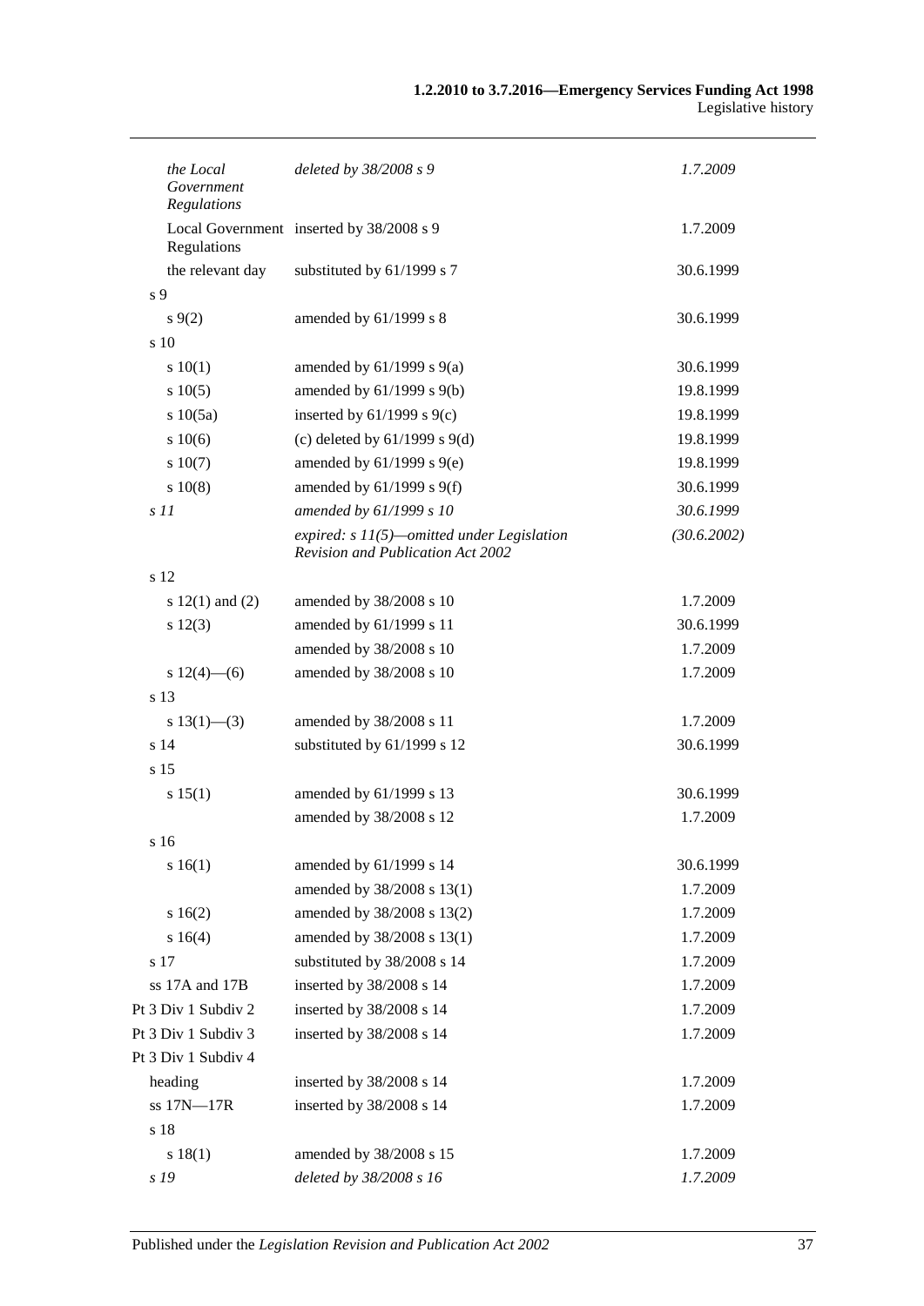| | | |
|---|---|---|
| *the Local Government Regulations* | *deleted by 38/2008 s 9* | *1.7.2009* |
| Local Government Regulations | inserted by 38/2008 s 9 | 1.7.2009 |
| the relevant day | substituted by 61/1999 s 7 | 30.6.1999 |
| s 9 | | |
| s 9(2) | amended by 61/1999 s 8 | 30.6.1999 |
| s 10 | | |
| s 10(1) | amended by 61/1999 s 9(a) | 30.6.1999 |
| s 10(5) | amended by 61/1999 s 9(b) | 19.8.1999 |
| s 10(5a) | inserted by 61/1999 s 9(c) | 19.8.1999 |
| s 10(6) | (c) deleted by 61/1999 s 9(d) | 19.8.1999 |
| s 10(7) | amended by 61/1999 s 9(e) | 19.8.1999 |
| s 10(8) | amended by 61/1999 s 9(f) | 30.6.1999 |
| *s 11* | *amended by 61/1999 s 10* | *30.6.1999* |
| | *expired: s 11(5)—omitted under Legislation Revision and Publication Act 2002* | *(30.6.2002)* |
| s 12 | | |
| s 12(1) and (2) | amended by 38/2008 s 10 | 1.7.2009 |
| s 12(3) | amended by 61/1999 s 11 | 30.6.1999 |
| | amended by 38/2008 s 10 | 1.7.2009 |
| s 12(4)—(6) | amended by 38/2008 s 10 | 1.7.2009 |
| s 13 | | |
| s 13(1)—(3) | amended by 38/2008 s 11 | 1.7.2009 |
| s 14 | substituted by 61/1999 s 12 | 30.6.1999 |
| s 15 | | |
| s 15(1) | amended by 61/1999 s 13 | 30.6.1999 |
| | amended by 38/2008 s 12 | 1.7.2009 |
| s 16 | | |
| s 16(1) | amended by 61/1999 s 14 | 30.6.1999 |
| | amended by 38/2008 s 13(1) | 1.7.2009 |
| s 16(2) | amended by 38/2008 s 13(2) | 1.7.2009 |
| s 16(4) | amended by 38/2008 s 13(1) | 1.7.2009 |
| s 17 | substituted by 38/2008 s 14 | 1.7.2009 |
| ss 17A and 17B | inserted by 38/2008 s 14 | 1.7.2009 |
| Pt 3 Div 1 Subdiv 2 | inserted by 38/2008 s 14 | 1.7.2009 |
| Pt 3 Div 1 Subdiv 3 | inserted by 38/2008 s 14 | 1.7.2009 |
| Pt 3 Div 1 Subdiv 4 | | |
| heading | inserted by 38/2008 s 14 | 1.7.2009 |
| ss 17N—17R | inserted by 38/2008 s 14 | 1.7.2009 |
| s 18 | | |
| s 18(1) | amended by 38/2008 s 15 | 1.7.2009 |
| *s 19* | *deleted by 38/2008 s 16* | *1.7.2009* |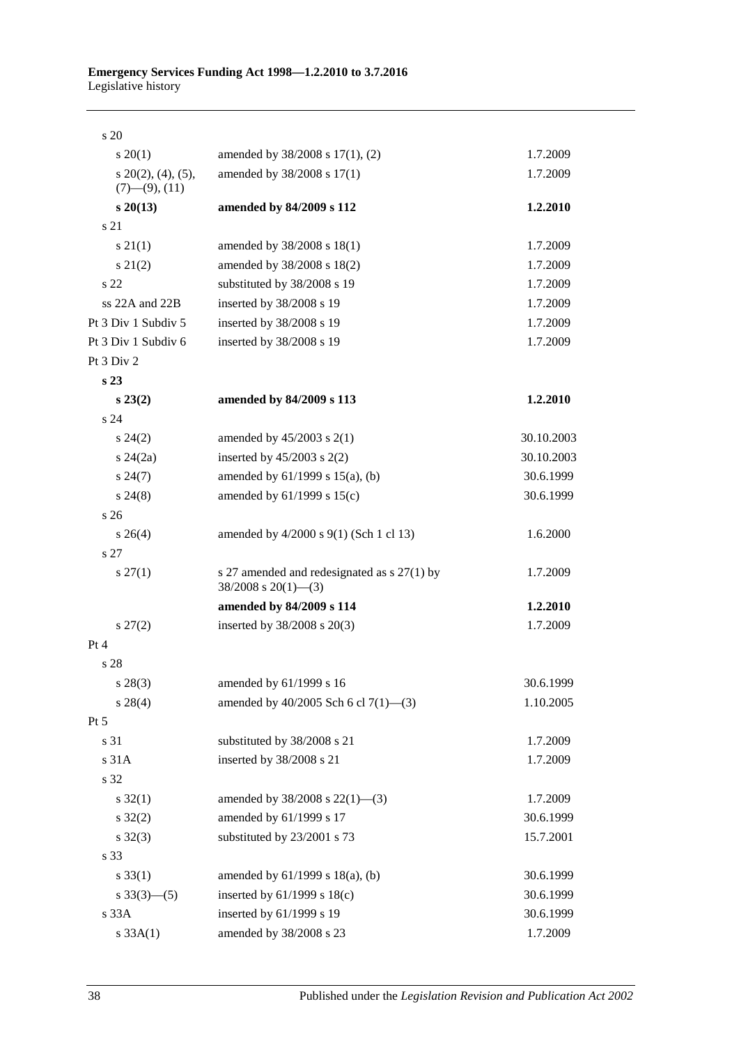| Provision | How varied | Commencement |
|---|---|---|
| s 20 | | |
| s 20(1) | amended by 38/2008 s 17(1), (2) | 1.7.2009 |
| s 20(2), (4), (5), (7)—(9), (11) | amended by 38/2008 s 17(1) | 1.7.2009 |
| **s 20(13)** | **amended by 84/2009 s 112** | **1.2.2010** |
| s 21 | | |
| s 21(1) | amended by 38/2008 s 18(1) | 1.7.2009 |
| s 21(2) | amended by 38/2008 s 18(2) | 1.7.2009 |
| s 22 | substituted by 38/2008 s 19 | 1.7.2009 |
| ss 22A and 22B | inserted by 38/2008 s 19 | 1.7.2009 |
| Pt 3 Div 1 Subdiv 5 | inserted by 38/2008 s 19 | 1.7.2009 |
| Pt 3 Div 1 Subdiv 6 | inserted by 38/2008 s 19 | 1.7.2009 |
| Pt 3 Div 2 | | |
| **s 23** | | |
| **s 23(2)** | **amended by 84/2009 s 113** | **1.2.2010** |
| s 24 | | |
| s 24(2) | amended by 45/2003 s 2(1) | 30.10.2003 |
| s 24(2a) | inserted by 45/2003 s 2(2) | 30.10.2003 |
| s 24(7) | amended by 61/1999 s 15(a), (b) | 30.6.1999 |
| s 24(8) | amended by 61/1999 s 15(c) | 30.6.1999 |
| s 26 | | |
| s 26(4) | amended by 4/2000 s 9(1) (Sch 1 cl 13) | 1.6.2000 |
| s 27 | | |
| s 27(1) | s 27 amended and redesignated as s 27(1) by 38/2008 s 20(1)—(3) | 1.7.2009 |
| | **amended by 84/2009 s 114** | **1.2.2010** |
| s 27(2) | inserted by 38/2008 s 20(3) | 1.7.2009 |
| Pt 4 | | |
| s 28 | | |
| s 28(3) | amended by 61/1999 s 16 | 30.6.1999 |
| s 28(4) | amended by 40/2005 Sch 6 cl 7(1)—(3) | 1.10.2005 |
| Pt 5 | | |
| s 31 | substituted by 38/2008 s 21 | 1.7.2009 |
| s 31A | inserted by 38/2008 s 21 | 1.7.2009 |
| s 32 | | |
| s 32(1) | amended by 38/2008 s 22(1)—(3) | 1.7.2009 |
| s 32(2) | amended by 61/1999 s 17 | 30.6.1999 |
| s 32(3) | substituted by 23/2001 s 73 | 15.7.2001 |
| s 33 | | |
| s 33(1) | amended by 61/1999 s 18(a), (b) | 30.6.1999 |
| s 33(3)—(5) | inserted by 61/1999 s 18(c) | 30.6.1999 |
| s 33A | inserted by 61/1999 s 19 | 30.6.1999 |
| s 33A(1) | amended by 38/2008 s 23 | 1.7.2009 |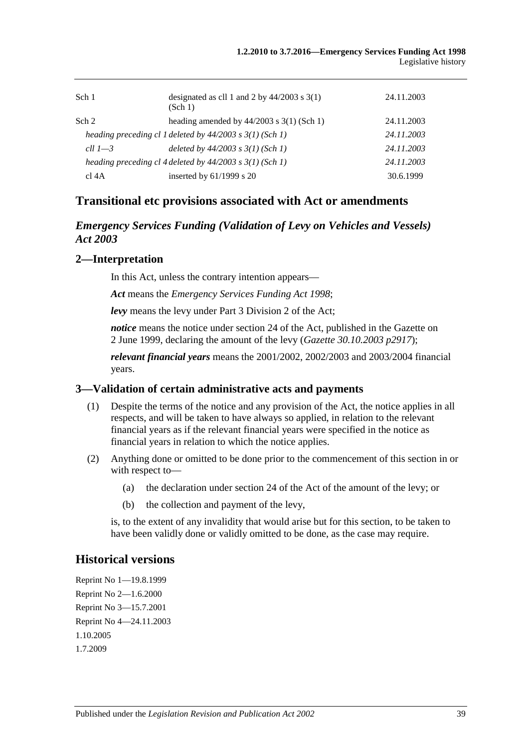| | | |
|---|---|---|
| Sch 1 | designated as cll 1 and 2 by 44/2003 s 3(1) (Sch 1) | 24.11.2003 |
| Sch 2 | heading amended by 44/2003 s 3(1) (Sch 1) | 24.11.2003 |
| *heading preceding cl 1* | *deleted by 44/2003 s 3(1) (Sch 1)* | *24.11.2003* |
| *cll 1—3* | *deleted by 44/2003 s 3(1) (Sch 1)* | *24.11.2003* |
| *heading preceding cl 4* | *deleted by 44/2003 s 3(1) (Sch 1)* | *24.11.2003* |
| cl 4A | inserted by 61/1999 s 20 | 30.6.1999 |

## Transitional etc provisions associated with Act or amendments

### *Emergency Services Funding (Validation of Levy on Vehicles and Vessels) Act 2003*

### 2—Interpretation

In this Act, unless the contrary intention appears—

***Act*** means the *Emergency Services Funding Act 1998*;

***levy*** means the levy under Part 3 Division 2 of the Act;

***notice*** means the notice under section 24 of the Act, published in the Gazette on 2 June 1999, declaring the amount of the levy (*Gazette 30.10.2003 p2917*);

***relevant financial years*** means the 2001/2002, 2002/2003 and 2003/2004 financial years.

### 3—Validation of certain administrative acts and payments

(1) Despite the terms of the notice and any provision of the Act, the notice applies in all respects, and will be taken to have always so applied, in relation to the relevant financial years as if the relevant financial years were specified in the notice as financial years in relation to which the notice applies.

(2) Anything done or omitted to be done prior to the commencement of this section in or with respect to—

(a) the declaration under section 24 of the Act of the amount of the levy; or

(b) the collection and payment of the levy,

is, to the extent of any invalidity that would arise but for this section, to be taken to have been validly done or validly omitted to be done, as the case may require.

## Historical versions

Reprint No 1—19.8.1999

Reprint No 2—1.6.2000

Reprint No 3—15.7.2001

Reprint No 4—24.11.2003

1.10.2005

1.7.2009